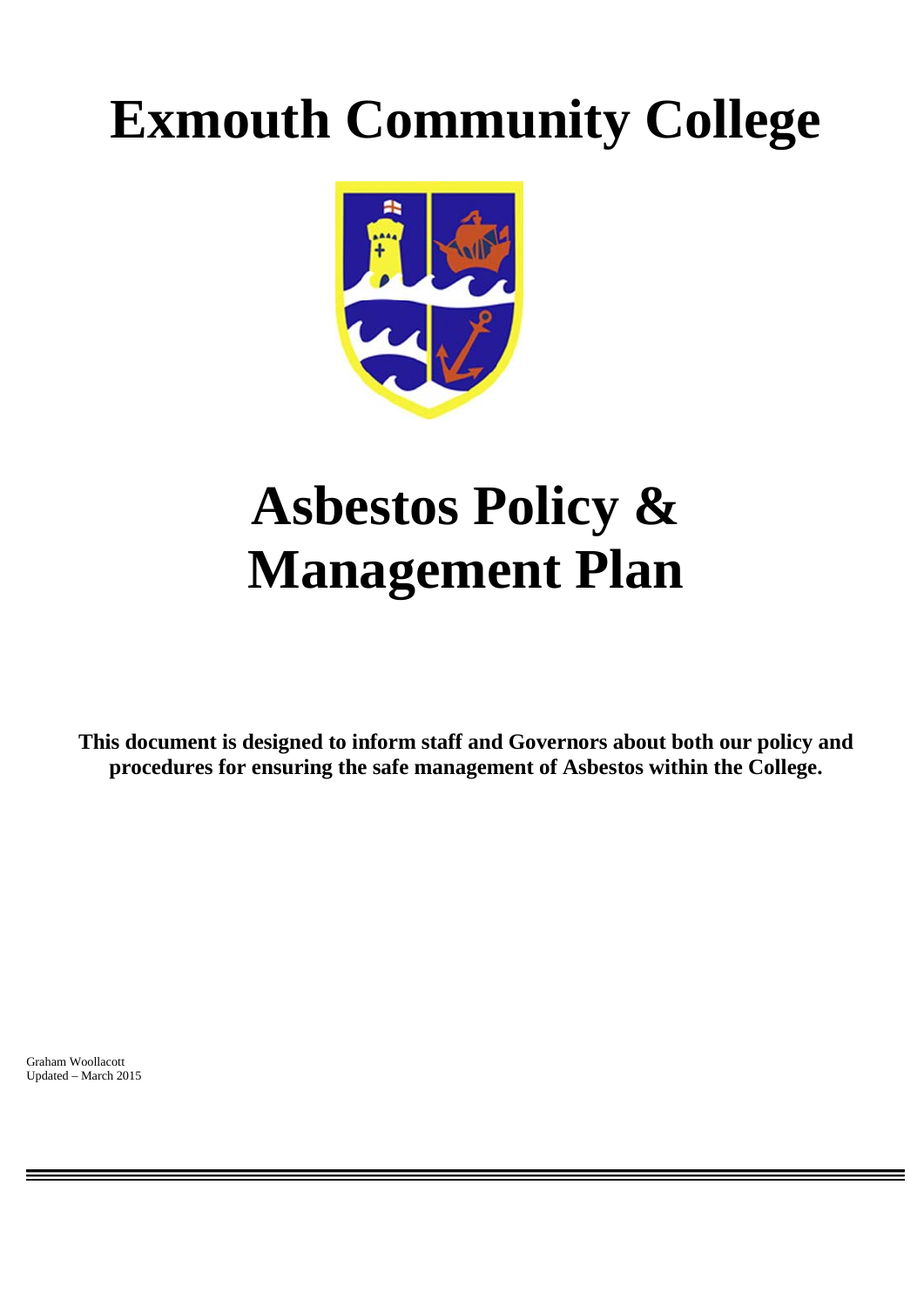# Exmouth Community College

# Asbestos Policy & Management Plan

**This document is designed to inform staff and Governors about both our policy and procedures for ensuring the safe management of Asbestos within the College.**

Graham Woollacott
Updated – March 2015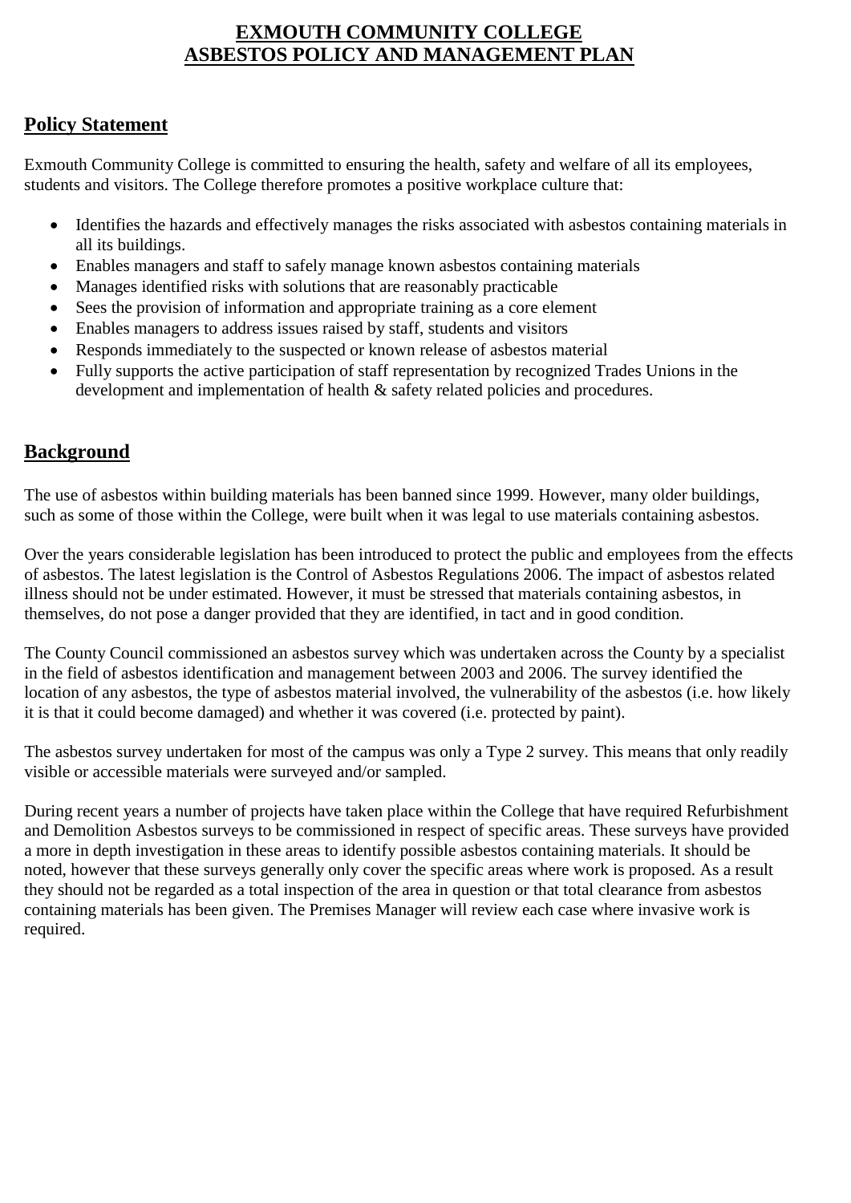# EXMOUTH COMMUNITY COLLEGE
# ASBESTOS POLICY AND MANAGEMENT PLAN

## Policy Statement

Exmouth Community College is committed to ensuring the health, safety and welfare of all its employees, students and visitors. The College therefore promotes a positive workplace culture that:

- Identifies the hazards and effectively manages the risks associated with asbestos containing materials in all its buildings.
- Enables managers and staff to safely manage known asbestos containing materials
- Manages identified risks with solutions that are reasonably practicable
- Sees the provision of information and appropriate training as a core element
- Enables managers to address issues raised by staff, students and visitors
- Responds immediately to the suspected or known release of asbestos material
- Fully supports the active participation of staff representation by recognized Trades Unions in the development and implementation of health & safety related policies and procedures.

## Background

The use of asbestos within building materials has been banned since 1999. However, many older buildings, such as some of those within the College, were built when it was legal to use materials containing asbestos.

Over the years considerable legislation has been introduced to protect the public and employees from the effects of asbestos. The latest legislation is the Control of Asbestos Regulations 2006. The impact of asbestos related illness should not be under estimated. However, it must be stressed that materials containing asbestos, in themselves, do not pose a danger provided that they are identified, in tact and in good condition.

The County Council commissioned an asbestos survey which was undertaken across the County by a specialist in the field of asbestos identification and management between 2003 and 2006. The survey identified the location of any asbestos, the type of asbestos material involved, the vulnerability of the asbestos (i.e. how likely it is that it could become damaged) and whether it was covered (i.e. protected by paint).

The asbestos survey undertaken for most of the campus was only a Type 2 survey. This means that only readily visible or accessible materials were surveyed and/or sampled.

During recent years a number of projects have taken place within the College that have required Refurbishment and Demolition Asbestos surveys to be commissioned in respect of specific areas. These surveys have provided a more in depth investigation in these areas to identify possible asbestos containing materials. It should be noted, however that these surveys generally only cover the specific areas where work is proposed. As a result they should not be regarded as a total inspection of the area in question or that total clearance from asbestos containing materials has been given. The Premises Manager will review each case where invasive work is required.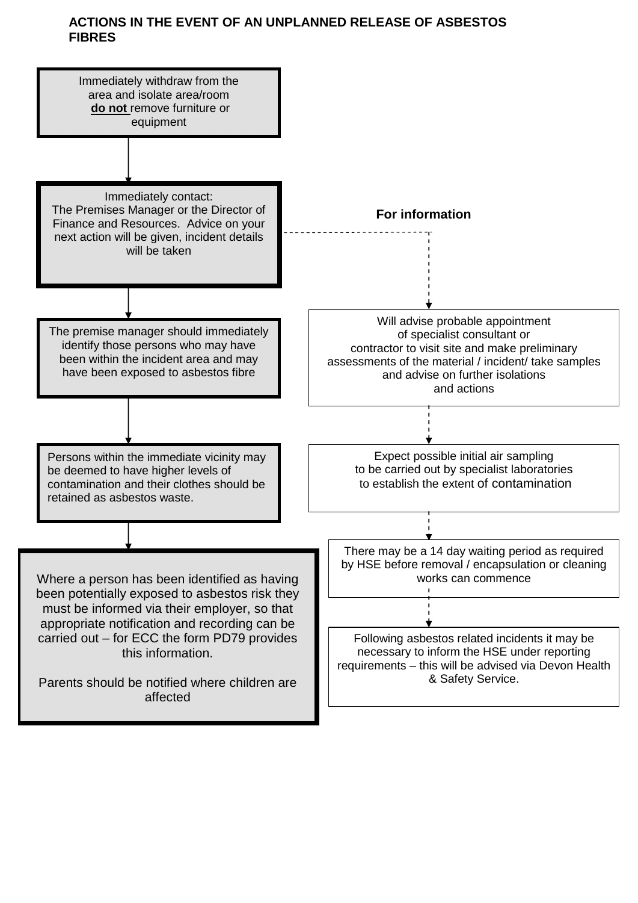# ACTIONS IN THE EVENT OF AN UNPLANNED RELEASE OF ASBESTOS FIBRES

Immediately withdraw from the area and isolate area/room **do not** remove furniture or equipment

↓

Immediately contact:
The Premises Manager or the Director of Finance and Resources. Advice on your next action will be given, incident details will be taken

↓

The premise manager should immediately identify those persons who may have been within the incident area and may have been exposed to asbestos fibre

↓

Persons within the immediate vicinity may be deemed to have higher levels of contamination and their clothes should be retained as asbestos waste.

↓

Where a person has been identified as having been potentially exposed to asbestos risk they must be informed via their employer, so that appropriate notification and recording can be carried out – for ECC the form PD79 provides this information.

Parents should be notified where children are affected

**For information**

Will advise probable appointment of specialist consultant or contractor to visit site and make preliminary assessments of the material / incident/ take samples and advise on further isolations and actions

↓

Expect possible initial air sampling to be carried out by specialist laboratories to establish the extent of contamination

↓

There may be a 14 day waiting period as required by HSE before removal / encapsulation or cleaning works can commence

↓

Following asbestos related incidents it may be necessary to inform the HSE under reporting requirements – this will be advised via Devon Health & Safety Service.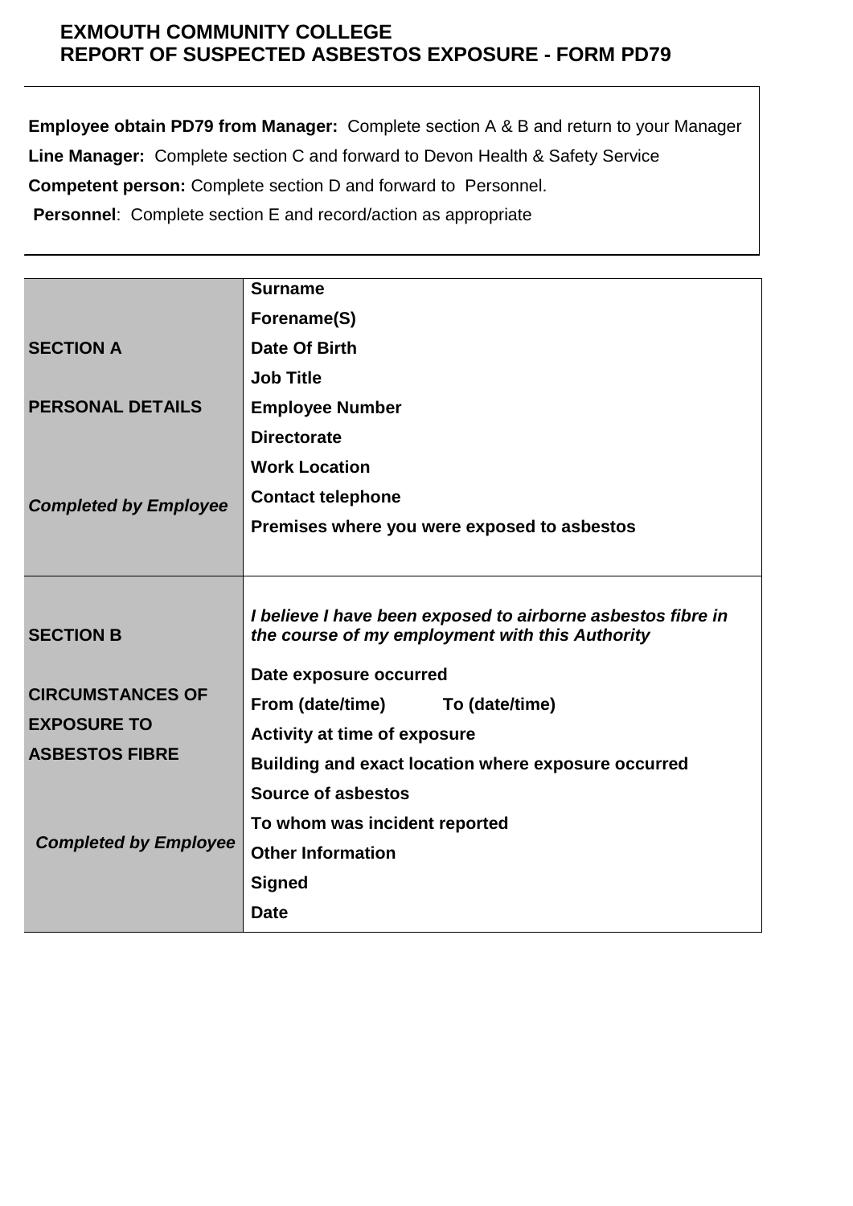# EXMOUTH COMMUNITY COLLEGE
# REPORT OF SUSPECTED ASBESTOS EXPOSURE - FORM PD79

**Employee obtain PD79 from Manager:** Complete section A & B and return to your Manager

**Line Manager:** Complete section C and forward to Devon Health & Safety Service

**Competent person:** Complete section D and forward to Personnel.

**Personnel**: Complete section E and record/action as appropriate

| | |
|---|---|
| **SECTION A**<br><br>**PERSONAL DETAILS**<br><br>***Completed by Employee*** | **Surname**<br>**Forename(S)**<br>**Date Of Birth**<br>**Job Title**<br>**Employee Number**<br>**Directorate**<br>**Work Location**<br>**Contact telephone**<br>**Premises where you were exposed to asbestos** |
| **SECTION B**<br><br>**CIRCUMSTANCES OF EXPOSURE TO ASBESTOS FIBRE**<br><br>***Completed by Employee*** | ***I believe I have been exposed to airborne asbestos fibre in the course of my employment with this Authority***<br>**Date exposure occurred**<br>**From (date/time)** **To (date/time)**<br>**Activity at time of exposure**<br>**Building and exact location where exposure occurred**<br>**Source of asbestos**<br>**To whom was incident reported**<br>**Other Information**<br>**Signed**<br>**Date** |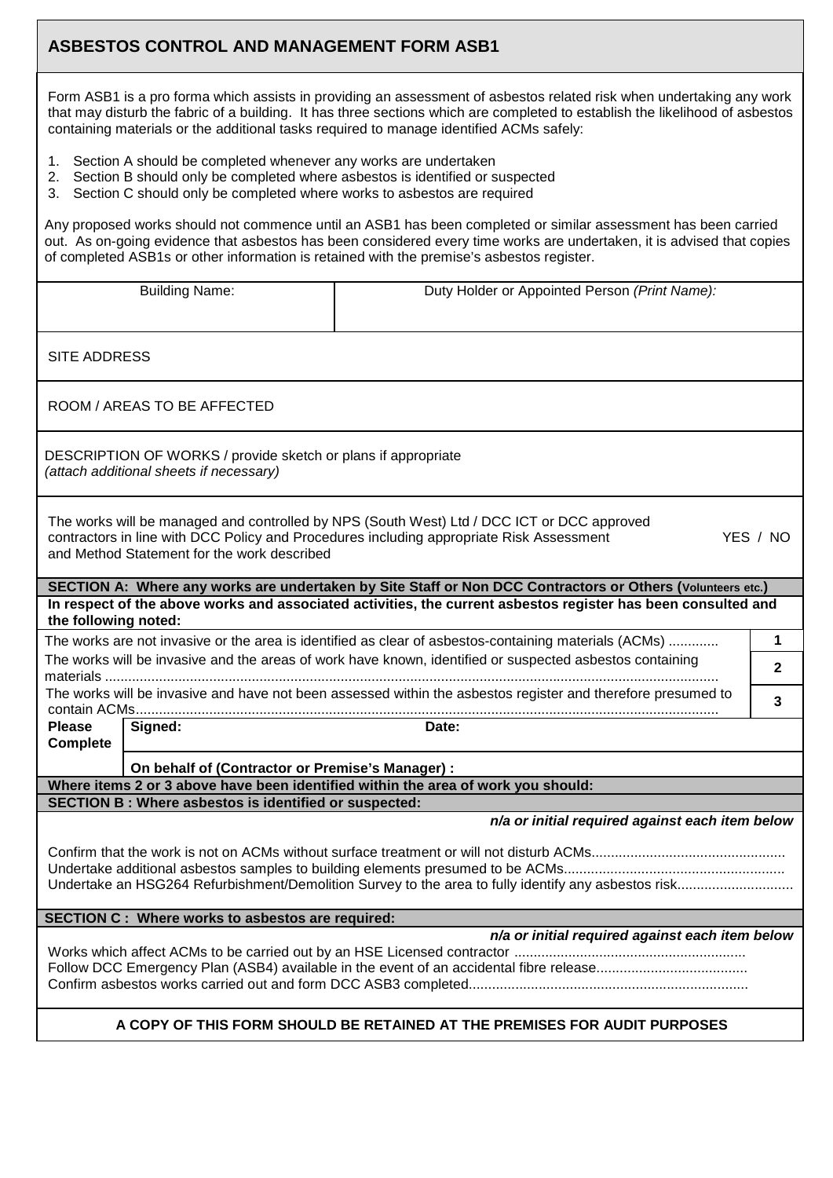## ASBESTOS CONTROL AND MANAGEMENT FORM ASB1

Form ASB1 is a pro forma which assists in providing an assessment of asbestos related risk when undertaking any work that may disturb the fabric of a building. It has three sections which are completed to establish the likelihood of asbestos containing materials or the additional tasks required to manage identified ACMs safely:

1. Section A should be completed whenever any works are undertaken
2. Section B should only be completed where asbestos is identified or suspected
3. Section C should only be completed where works to asbestos are required

Any proposed works should not commence until an ASB1 has been completed or similar assessment has been carried out. As on-going evidence that asbestos has been considered every time works are undertaken, it is advised that copies of completed ASB1s or other information is retained with the premise's asbestos register.

| Building Name: | Duty Holder or Appointed Person *(Print Name):* |
|---|---|
| | |

SITE ADDRESS

ROOM / AREAS TO BE AFFECTED

DESCRIPTION OF WORKS / provide sketch or plans if appropriate
*(attach additional sheets if necessary)*

The works will be managed and controlled by NPS (South West) Ltd / DCC ICT or DCC approved contractors in line with DCC Policy and Procedures including appropriate Risk Assessment and Method Statement for the work described YES / NO

**SECTION A: Where any works are undertaken by Site Staff or Non DCC Contractors or Others (Volunteers etc.)**

**In respect of the above works and associated activities, the current asbestos register has been consulted and the following noted:**

| | |
|---|---|
| The works are not invasive or the area is identified as clear of asbestos-containing materials (ACMs) ............. | **1** |
| The works will be invasive and the areas of work have known, identified or suspected asbestos containing materials ............................................................................................................................................... | **2** |
| The works will be invasive and have not been assessed within the asbestos register and therefore presumed to contain ACMs...................................................................................................................................... | **3** |

| **Please Complete** | **Signed:** | **Date:** |
|---|---|---|
| | **On behalf of (Contractor or Premise's Manager) :** | |

**Where items 2 or 3 above have been identified within the area of work you should:**

**SECTION B : Where asbestos is identified or suspected:**

***n/a or initial required against each item below***

Confirm that the work is not on ACMs without surface treatment or will not disturb ACMs.................................................
Undertake additional asbestos samples to building elements presumed to be ACMs........................................................
Undertake an HSG264 Refurbishment/Demolition Survey to the area to fully identify any asbestos risk.............................

**SECTION C : Where works to asbestos are required:**

***n/a or initial required against each item below***

Works which affect ACMs to be carried out by an HSE Licensed contractor ...........................................................
Follow DCC Emergency Plan (ASB4) available in the event of an accidental fibre release.......................................
Confirm asbestos works carried out and form DCC ASB3 completed........................................................................

**A COPY OF THIS FORM SHOULD BE RETAINED AT THE PREMISES FOR AUDIT PURPOSES**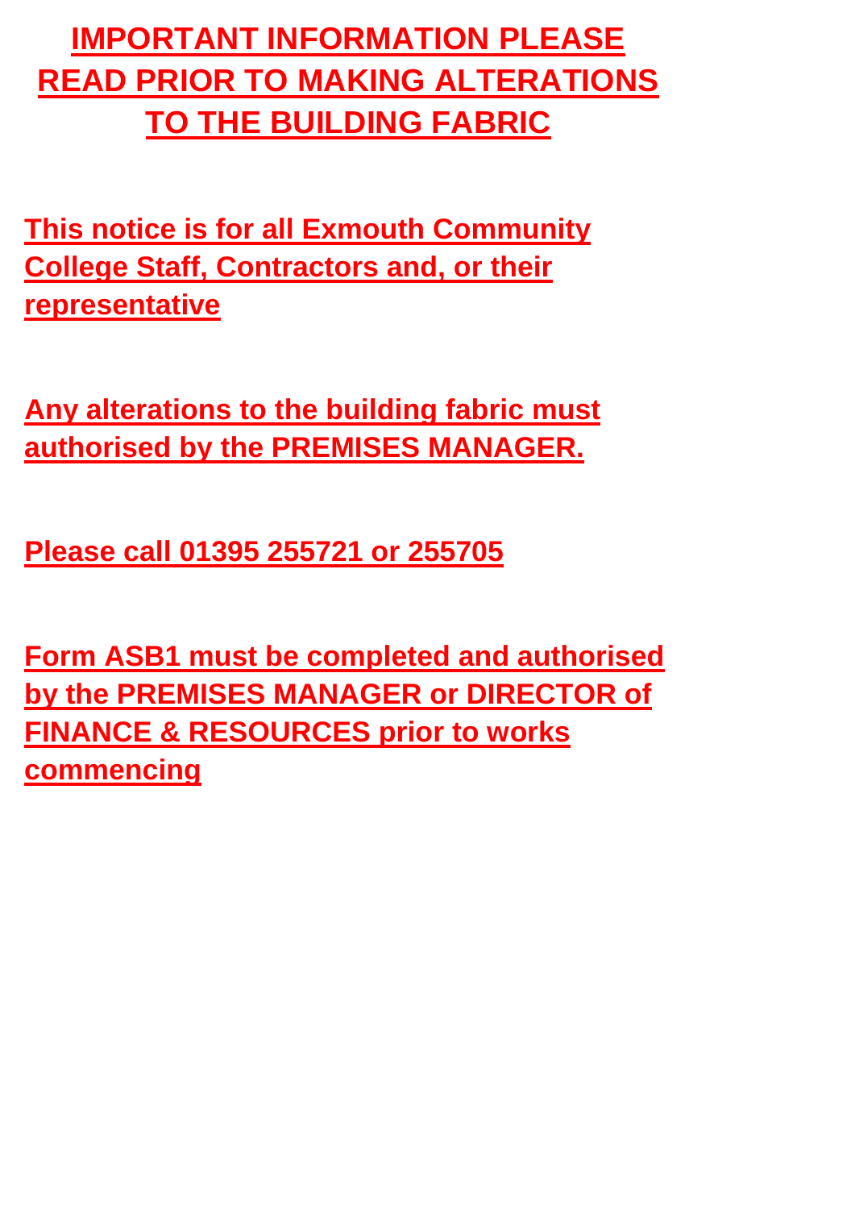# IMPORTANT INFORMATION PLEASE READ PRIOR TO MAKING ALTERATIONS TO THE BUILDING FABRIC

**This notice is for all Exmouth Community College Staff, Contractors and, or their representative**

**Any alterations to the building fabric must authorised by the PREMISES MANAGER.**

**Please call 01395 255721 or 255705**

**Form ASB1 must be completed and authorised by the PREMISES MANAGER or DIRECTOR of FINANCE & RESOURCES prior to works commencing**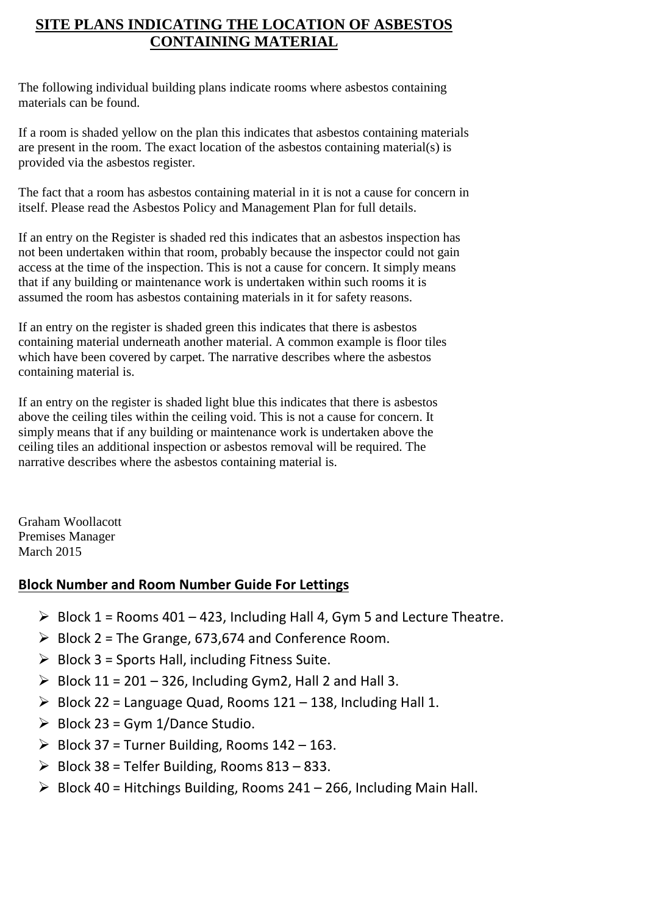# SITE PLANS INDICATING THE LOCATION OF ASBESTOS CONTAINING MATERIAL

The following individual building plans indicate rooms where asbestos containing materials can be found.

If a room is shaded yellow on the plan this indicates that asbestos containing materials are present in the room. The exact location of the asbestos containing material(s) is provided via the asbestos register.

The fact that a room has asbestos containing material in it is not a cause for concern in itself. Please read the Asbestos Policy and Management Plan for full details.

If an entry on the Register is shaded red this indicates that an asbestos inspection has not been undertaken within that room, probably because the inspector could not gain access at the time of the inspection. This is not a cause for concern. It simply means that if any building or maintenance work is undertaken within such rooms it is assumed the room has asbestos containing materials in it for safety reasons.

If an entry on the register is shaded green this indicates that there is asbestos containing material underneath another material. A common example is floor tiles which have been covered by carpet. The narrative describes where the asbestos containing material is.

If an entry on the register is shaded light blue this indicates that there is asbestos above the ceiling tiles within the ceiling void. This is not a cause for concern. It simply means that if any building or maintenance work is undertaken above the ceiling tiles an additional inspection or asbestos removal will be required. The narrative describes where the asbestos containing material is.

Graham Woollacott
Premises Manager
March 2015

## Block Number and Room Number Guide For Lettings

- Block 1 = Rooms 401 – 423, Including Hall 4, Gym 5 and Lecture Theatre.
- Block 2 = The Grange, 673,674 and Conference Room.
- Block 3 = Sports Hall, including Fitness Suite.
- Block 11 = 201 – 326, Including Gym2, Hall 2 and Hall 3.
- Block 22 = Language Quad, Rooms 121 – 138, Including Hall 1.
- Block 23 = Gym 1/Dance Studio.
- Block 37 = Turner Building, Rooms 142 – 163.
- Block 38 = Telfer Building, Rooms 813 – 833.
- Block 40 = Hitchings Building, Rooms 241 – 266, Including Main Hall.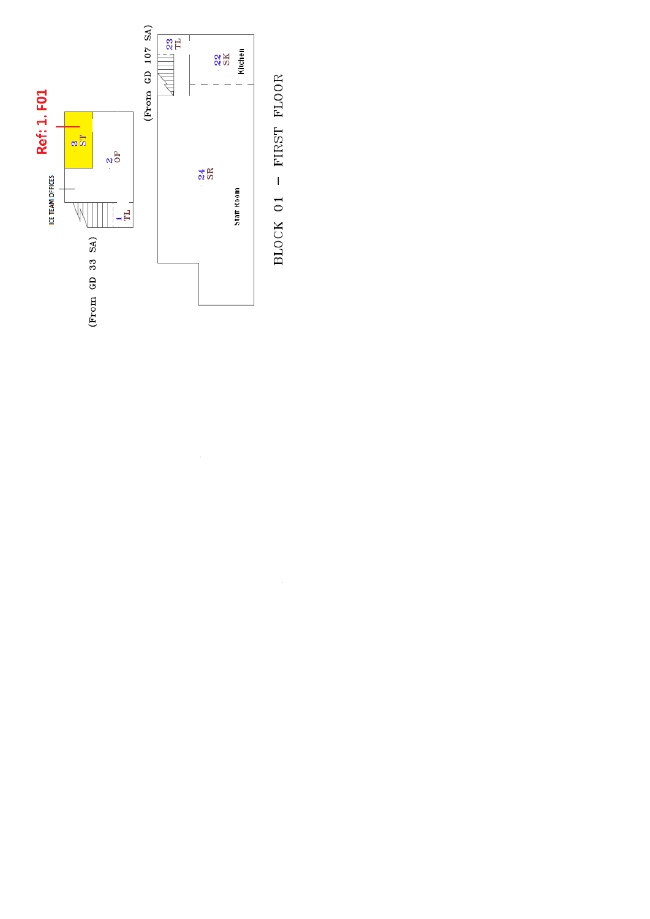Ref: 1. F01

ICE TEAM OFFICES

3
ST

2
OF

1
TL

(From GD 33 SA)

(From GD 107 SA)

23
TL

22
SK
Kitchen

24
SR
Staff Room

BLOCK 01 – FIRST FLOOR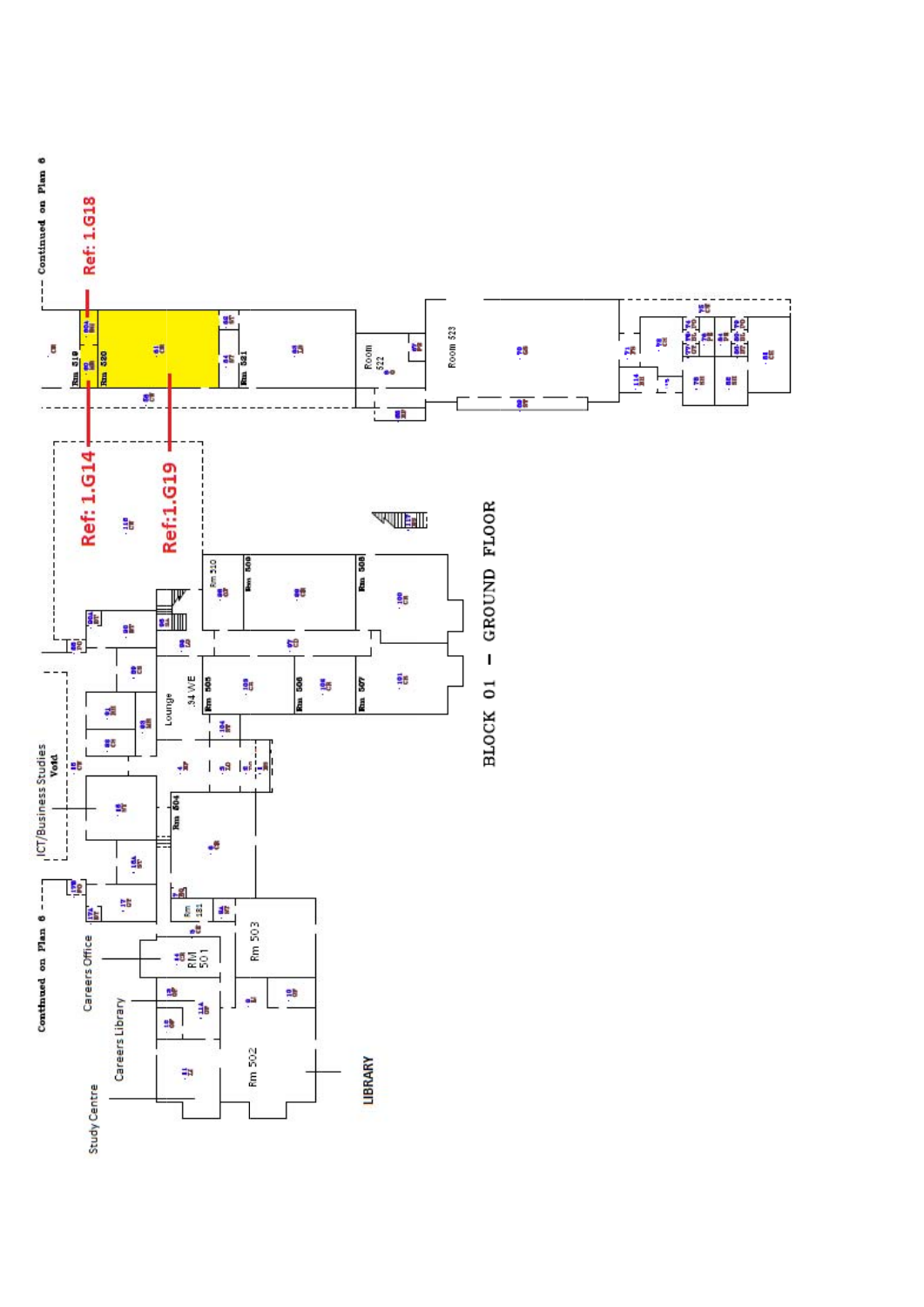# BLOCK 01 – GROUND FLOOR

Ref: 1.G18

Ref: 1.G14

Ref:1.G19

Continued on Plan 6

Continued on Plan 6

ICT/Business Studies Void

Careers Office

Careers Library

Study Centre

LIBRARY

Lounge

34 WE

Rm 519

Rm 520

Rm 521

Room 522

Room 523

Rm 510

Rm 509

Rm 508

Rm 505

Rm 506

Rm 507

Rm 504

Rm 181

RM 501

Rm 503

Rm 502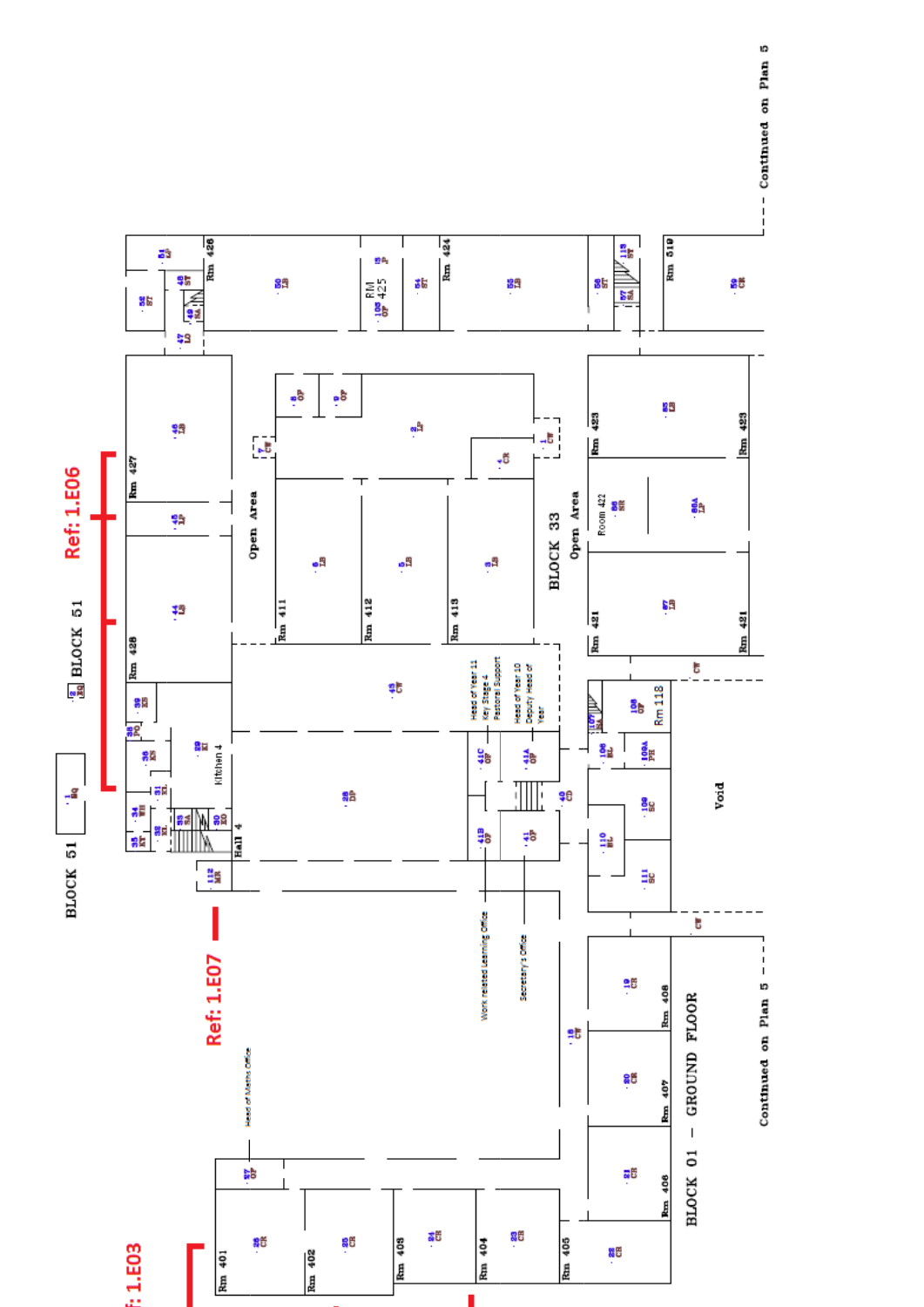BLOCK 01 – GROUND FLOOR

BLOCK 51

BLOCK 33

Ref: 1.E06

Ref: 1.E07

Ref: 1.E03

Continued on Plan 5

Continued on Plan 5

Rm 401
Rm 402
Rm 403
Rm 404
Rm 405
Rm 406
Rm 407
Rm 408
Rm 411
Rm 412
Rm 413
Rm 421
Room 422
Rm 423
Rm 424
RM 425
Rm 426
Rm 427
Rm 428
Rm 118
Rm 519

Kitchen 4

Hall 4

Open Area

Open Area

Void

Head of Maths Office

Work related Learning Office

Secretary's Office

Head of Year 11 Key Stage 4 Pastoral Support

Head of Year 10 Deputy Head of Year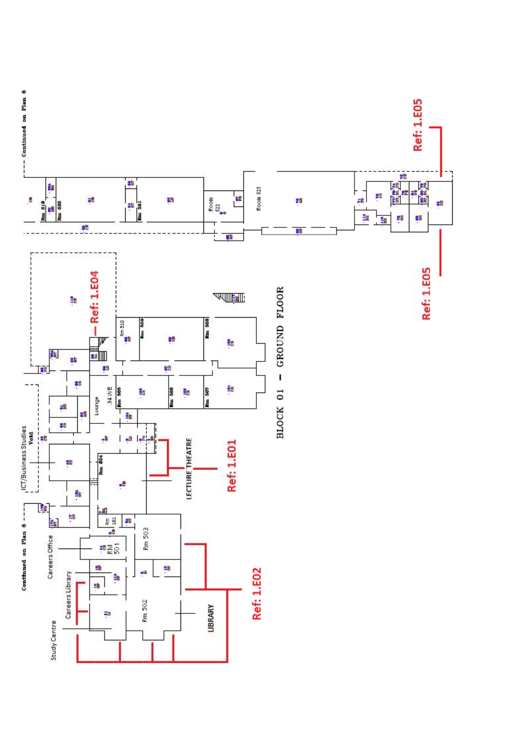# BLOCK 01 – GROUND FLOOR

Continued on Plan 6

Ref: 1.E01

Ref: 1.E02

Ref: 1.E04

Ref: 1.E05

Ref: 1.E05

LECTURE THEATRE

LIBRARY

Study Centre

Careers Library

Careers Office

ICT/Business Studies Void

Lounge

34 WE

RM 501

Rm 502

Rm 503

Rm 504

Rm 505

Rm 506

Rm 507

Rm 508

Rm 509

Rm 510

Rm 181

Rm 519

Rm 520

Rm 521

Room 522

Room 523

Continued on Plan 6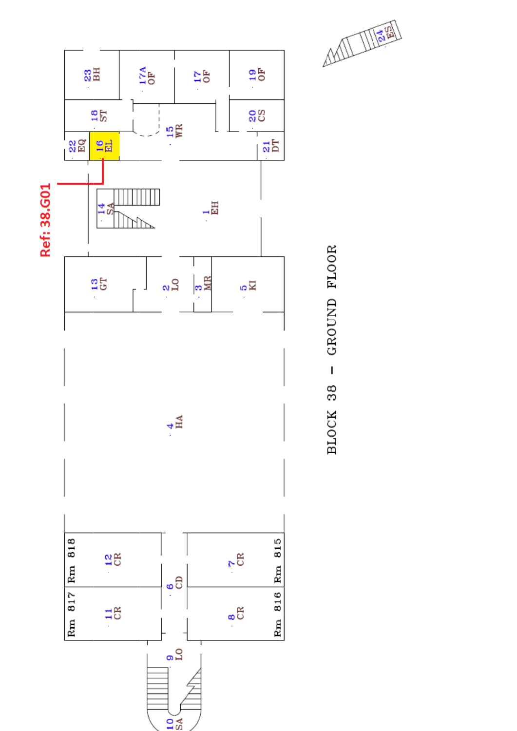Ref: 38.G01

BLOCK 38 – GROUND FLOOR

23 BH

17A OF

17 OF

19 OF

18 ST

15 WR

20 CS

22 EQ

16 EL

21 DT

14 SA

1 EH

13 GT

2 LO

3 MR

5 KI

4 HA

Rm 818

12 CR

Rm 815

7 CR

6 CD

Rm 817

11 CR

Rm 816

8 CR

9 LO

10 SA

24 ES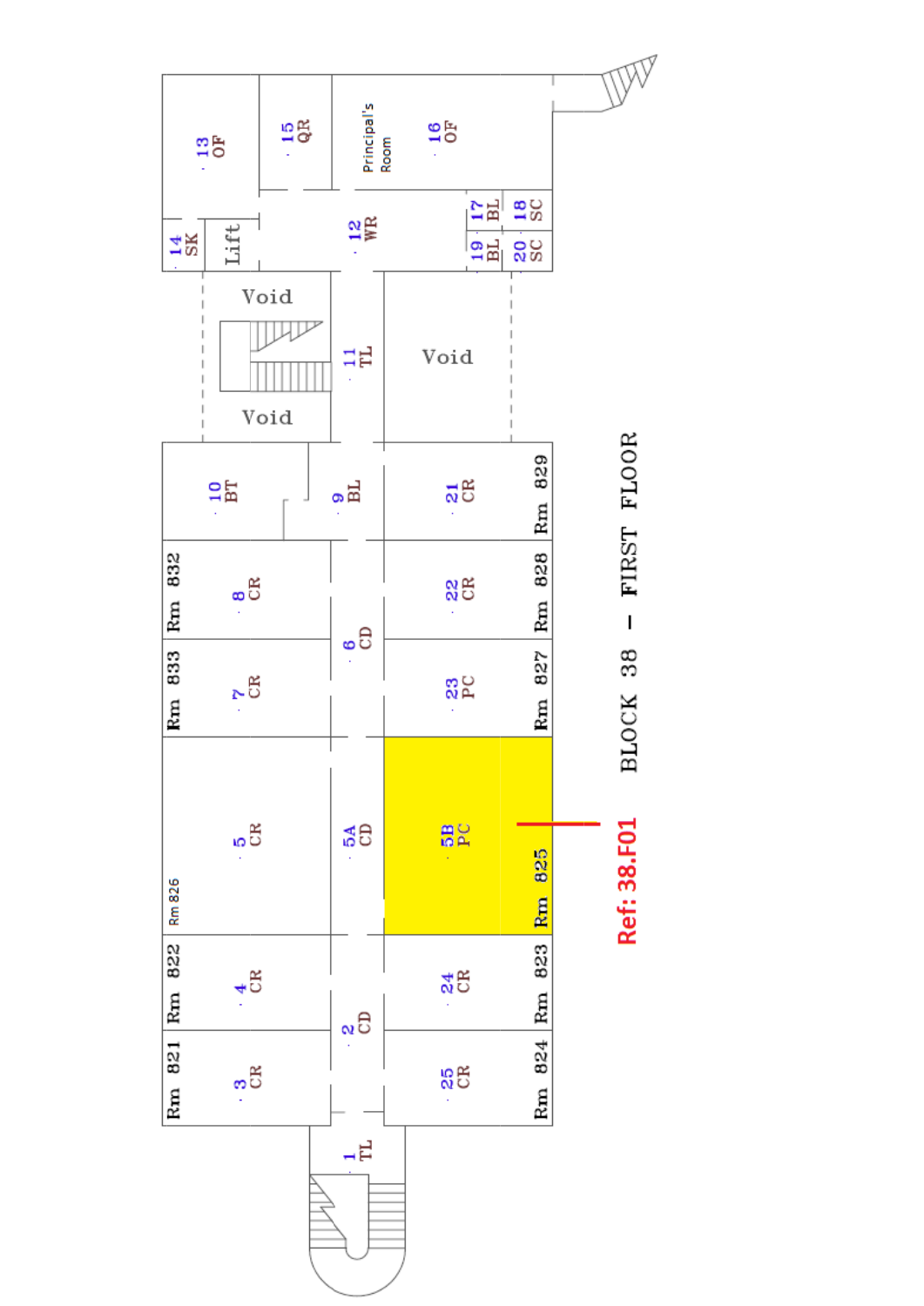# BLOCK 38 – FIRST FLOOR

**Ref: 38.F01**

| No. | Code | Room |
| --- | --- | --- |
| 1 | TL | |
| 2 | CD | |
| 3 | CR | Rm 821 |
| 4 | CR | Rm 822 |
| 5 | CR | Rm 826 |
| 5A | CD | |
| 5B | PC | Rm 825 |
| 6 | CD | |
| 7 | CR | Rm 833 |
| 8 | CR | Rm 832 |
| 9 | BL | |
| 10 | BT | |
| 11 | TL | |
| 12 | WR | |
| 13 | OF | |
| 14 | SK | |
| 15 | QR | |
| 16 | OF | Principal's Room |
| 17 | BL | |
| 18 | SC | |
| 19 | BL | |
| 20 | SC | |
| 21 | CR | Rm 829 |
| 22 | CR | Rm 828 |
| 23 | PC | Rm 827 |
| 24 | CR | Rm 823 |
| 25 | CR | Rm 824 |

Lift

Void

Void

Void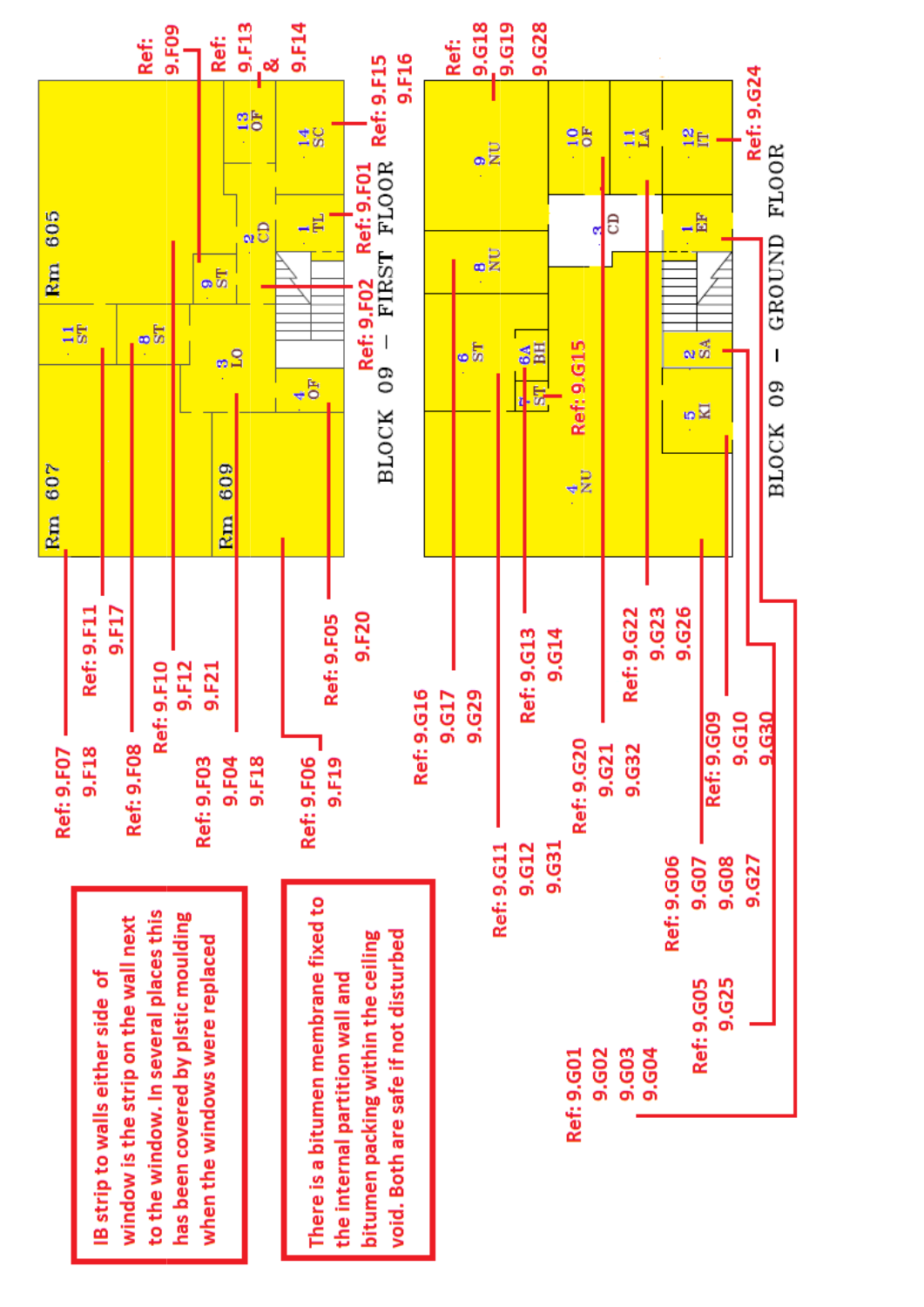# BLOCK 09 – FIRST FLOOR

Rm 605

Rm 607

Rm 609

11 ST

8 ST

9 ST

3 LO

4 OF

2 CD

1 TL

13 OF

14 SC

Ref: 9.F09

Ref: 9.F13 & 9.F14

Ref: 9.F15 9.F16

Ref: 9.F01

Ref: 9.F02

Ref: 9.F07 9.F18

Ref: 9.F11 9.F17

Ref: 9.F08

Ref: 9.F10 9.F12 9.F21

Ref: 9.F03 9.F04 9.F18

Ref: 9.F06 9.F19

Ref: 9.F05 9.F20

# BLOCK 09 – GROUND FLOOR

9 NU

10 OF

11 LA

12 IT

8 NU

3 CD

1 EF

6 ST

6A BH

7 ST

2 SA

5 KI

4 NU

Ref: 9.G18 9.G19 9.G28

Ref: 9.G24

Ref: 9.G15

Ref: 9.G16 9.G17 9.G29

Ref: 9.G13 9.G14

Ref: 9.G22 9.G23 9.G26

Ref: 9.G11 9.G12 9.G31

Ref: 9.G20 9.G21 9.G32

Ref: 9.G09 9.G10 9.G30

Ref: 9.G06 9.G07 9.G08 9.G27

Ref: 9.G05 9.G25

Ref: 9.G01 9.G02 9.G03 9.G04

IB strip to walls either side of window is the strip on the wall next to the window. In several places this has been covered by plstic moulding when the windows were replaced

There is a bitumen membrane fixed to the internal partition wall and bitumen packing within the ceiling void. Both are safe if not disturbed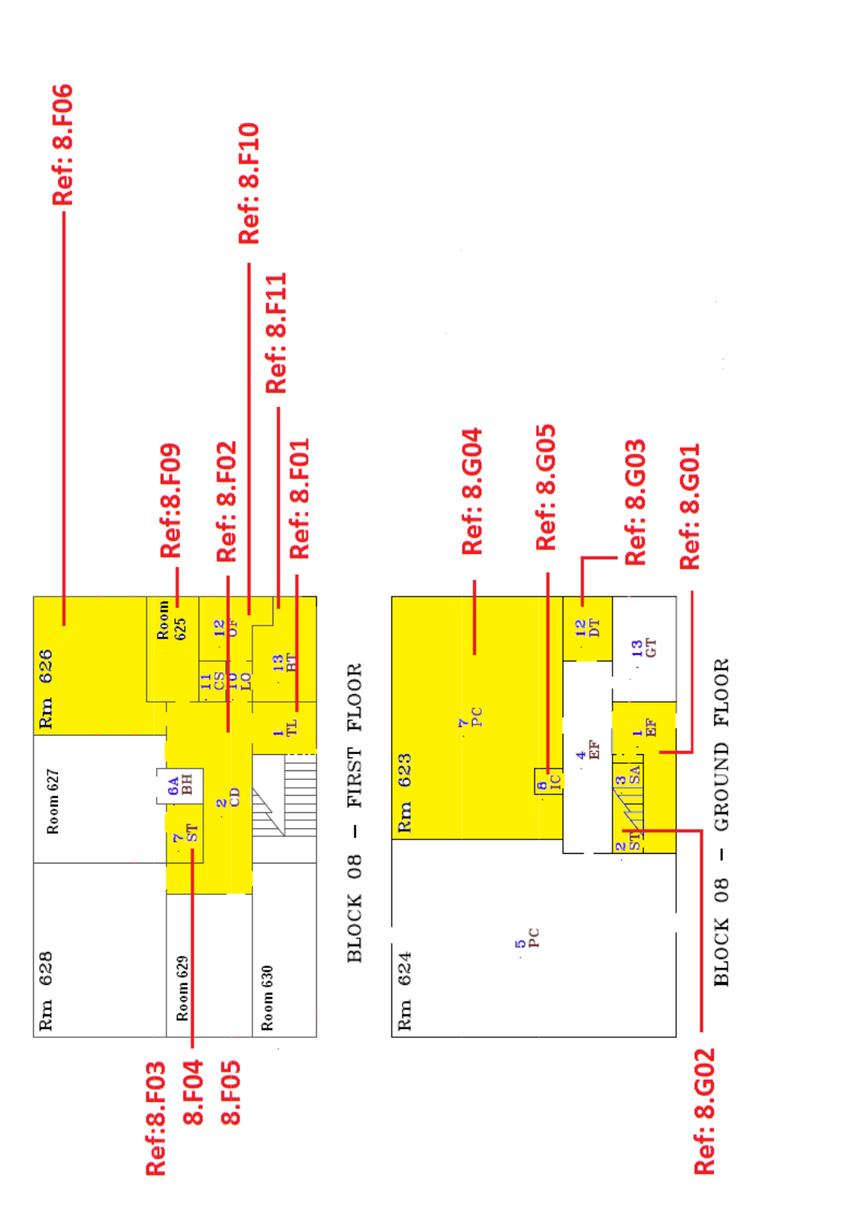Ref: 8.F06

Ref: 8.F10

Ref: 8.F11

Ref:8.F09

Ref: 8.F02

Ref: 8.F01

Rm 626

Room 625

12 OF

11 CS

10 LO

13 BT

1 TL

Room 627

6A BH

2 CD

7 ST

Rm 628

Room 629

Room 630

BLOCK 08 – FIRST FLOOR

Ref:8.F03

8.F04

8.F05

Ref: 8.G04

Ref: 8.G05

Ref: 8.G03

Ref: 8.G01

Rm 623

7 PC

8 IC

4 EF

12 DT

13 GT

1 EF

3 SA

2 ST

Rm 624

5 PC

BLOCK 08 – GROUND FLOOR

Ref: 8.G02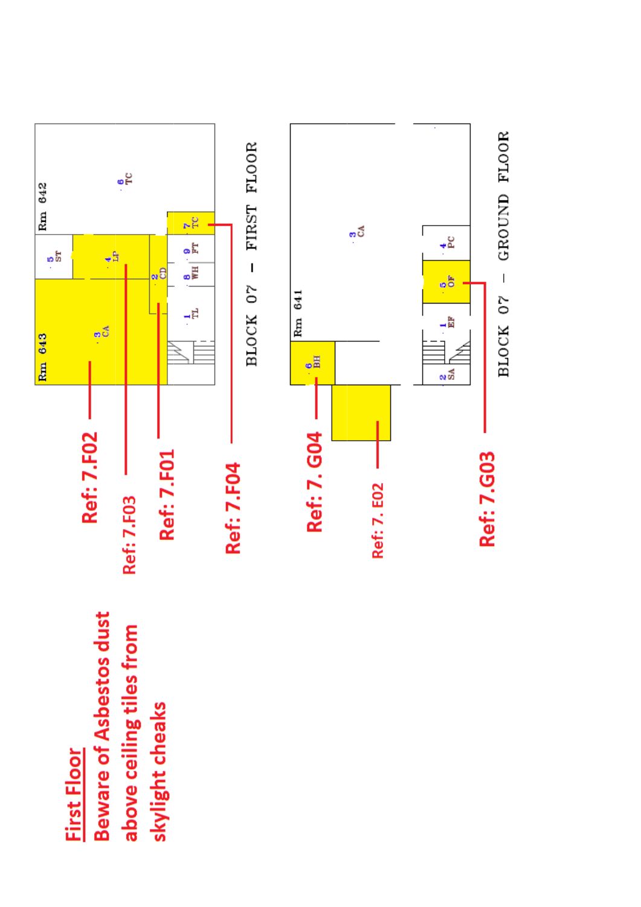BLOCK 07 – FIRST FLOOR

Rm 642

Rm 643

1 TL

2 CD

3 CA

4 LP

5 ST

6 TC

7 TC

8 WH

9 FT

Ref: 7.F02

Ref: 7.F03

Ref: 7.F01

Ref: 7.F04

BLOCK 07 – GROUND FLOOR

Rm 641

1 EF

2 SA

3 CA

4 PC

5 OF

6 BH

Ref: 7. G04

Ref: 7. E02

Ref: 7.G03

**First Floor**

**Beware of Asbestos dust above ceiling tiles from skylight cheaks**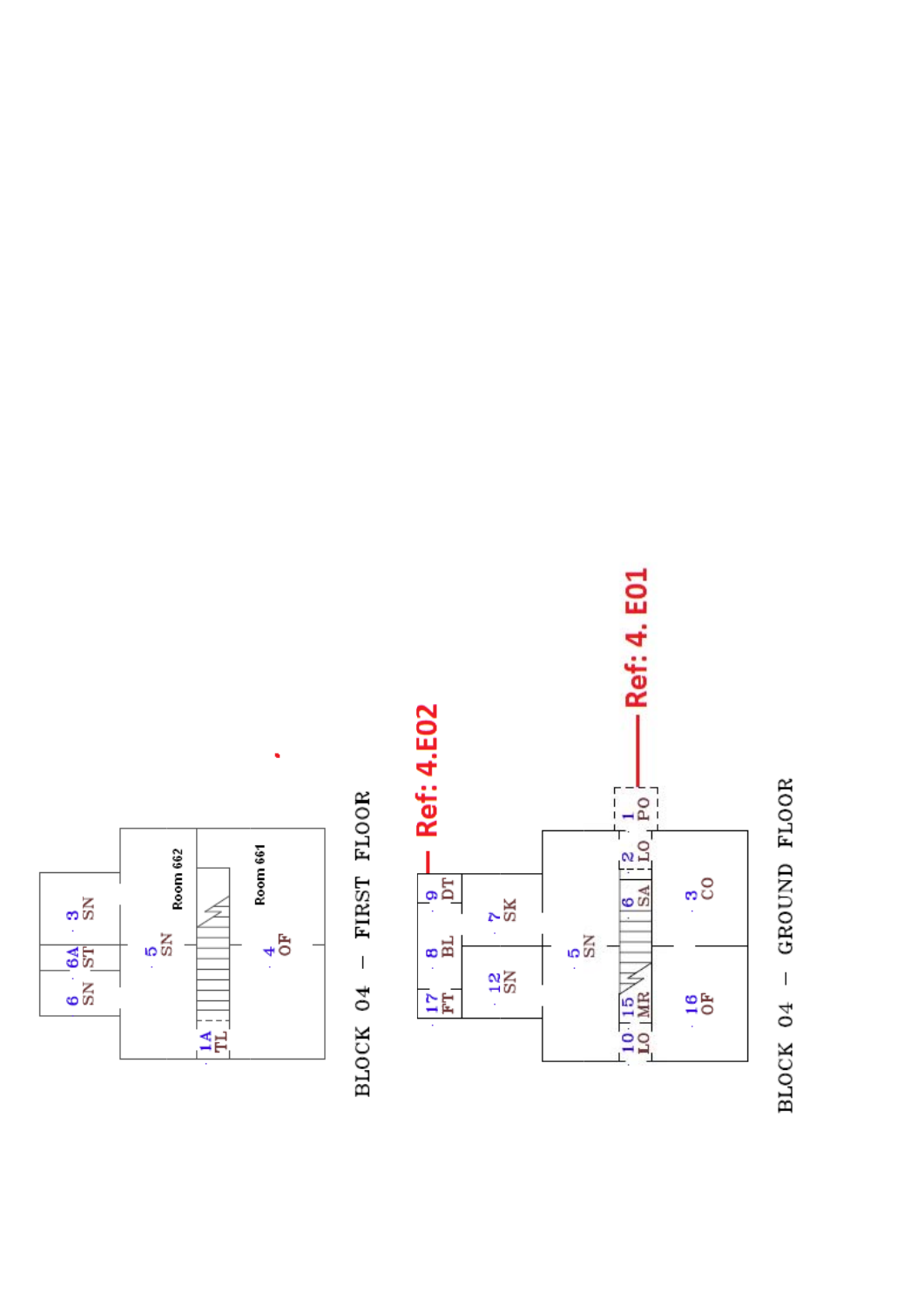BLOCK 04 – FIRST FLOOR

3 SN

6A ST

6 SN

5 SN

Room 662

Room 661

4 OF

1A TL

Ref: 4.E02

Ref: 4. E01

9 DT

8 BL

17 FT

7 SK

12 SN

5 SN

1 PO

2 LO

6 SA

15 MR

10 LO

3 CO

16 OF

BLOCK 04 – GROUND FLOOR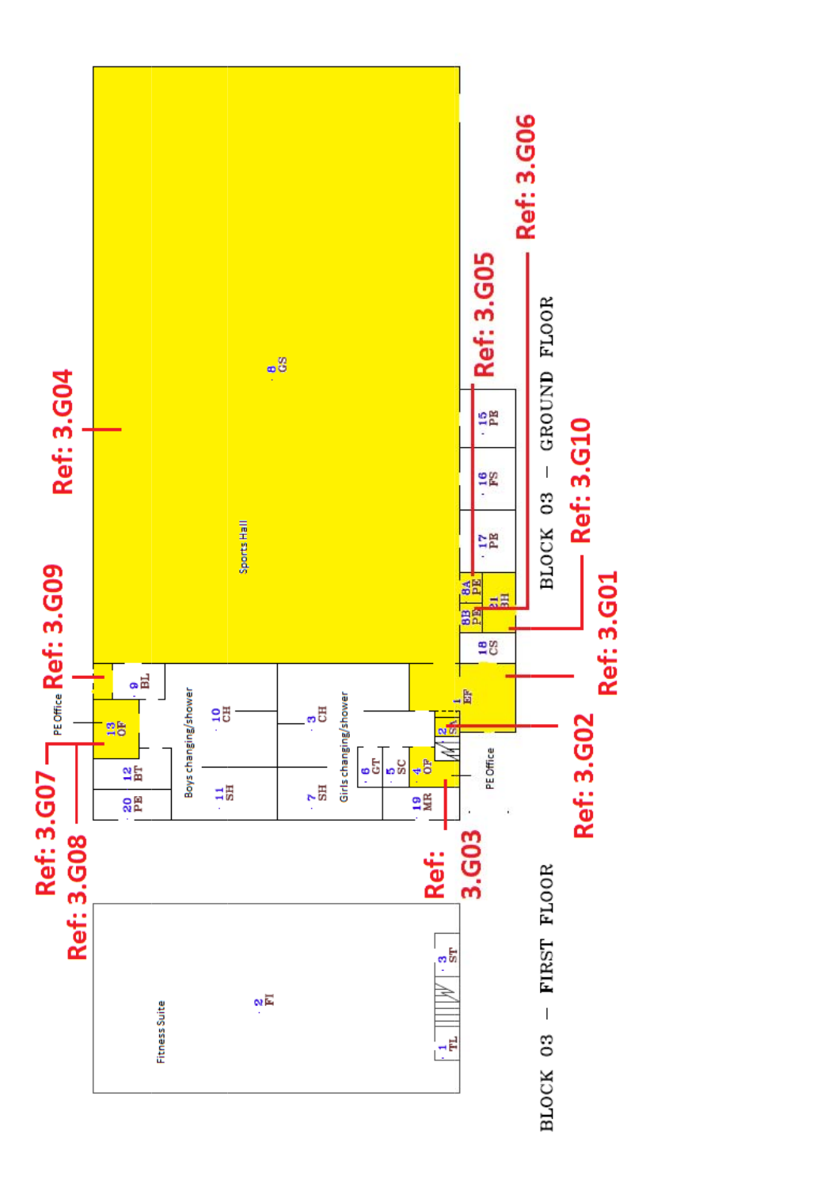BLOCK 03 – GROUND FLOOR

BLOCK 03 – FIRST FLOOR

Ref: 3.G01

Ref: 3.G02

Ref: 3.G03

Ref: 3.G04

Ref: 3.G05

Ref: 3.G06

Ref: 3.G07

Ref: 3.G08

Ref: 3.G09

Ref: 3.G10

Sports Hall

8 GS

15 PE

16 FS

17 PE

8A PE

8B PE

21 BH

18 CS

1 EF

2 ST

PE Office

4 OP

19 MR

5 SC

6 GT

7 SH

3 CH

Girls changing/shower

Boys changing/shower

10 CH

11 SH

12 BT

20 PE

13 OP

PE Office

9 BL

Fitness Suite

2 FI

1 TL

3 ST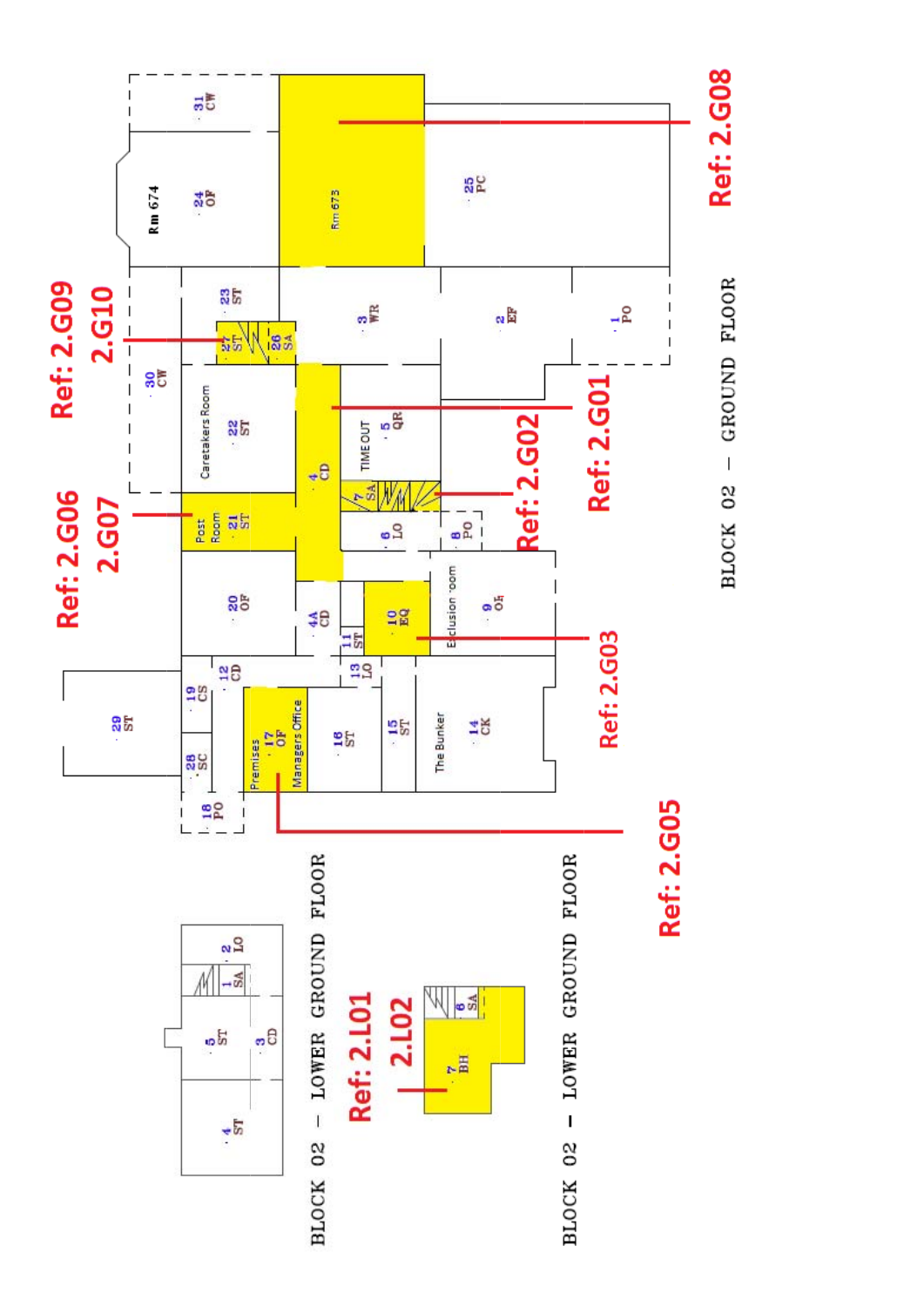BLOCK 02 – GROUND FLOOR

BLOCK 02 – LOWER GROUND FLOOR

BLOCK 02 – LOWER GROUND FLOOR

Ref: 2.G01

Ref: 2.G02

Ref: 2.G03

Ref: 2.G05

Ref: 2.G06
2.G07

Ref: 2.G08

Ref: 2.G09
2.G10

Ref: 2.L01
2.L02

Rm 674 · 24 OF

Rm 673

· 31 CW

· 25 PC

· 30 CW

· 23 ST

· 27 ST

· 26 SA

· 3 WR

· 2 EF

· 1 PO

Caretakers Room · 22 ST

· 4 CD

TIME OUT · 5 QR

· 7 SA

Post Room · 21 ST

· 6 LO

· 8 PO

· 20 OF

· 4A CD

· 11 ST

· 10 EQ

Exclusion Room · 9 OF

· 29 ST

· 19 CS

· 12 CD

· 13 LO

· 28 SC

Premises Managers Office · 17 OF

· 16 ST

· 15 ST

The Bunker · 14 CK

· 18 PO

· 2 LO

· 1 SA

· 5 ST

· 3 CD

· 4 ST

· 8 SA

· 7 BH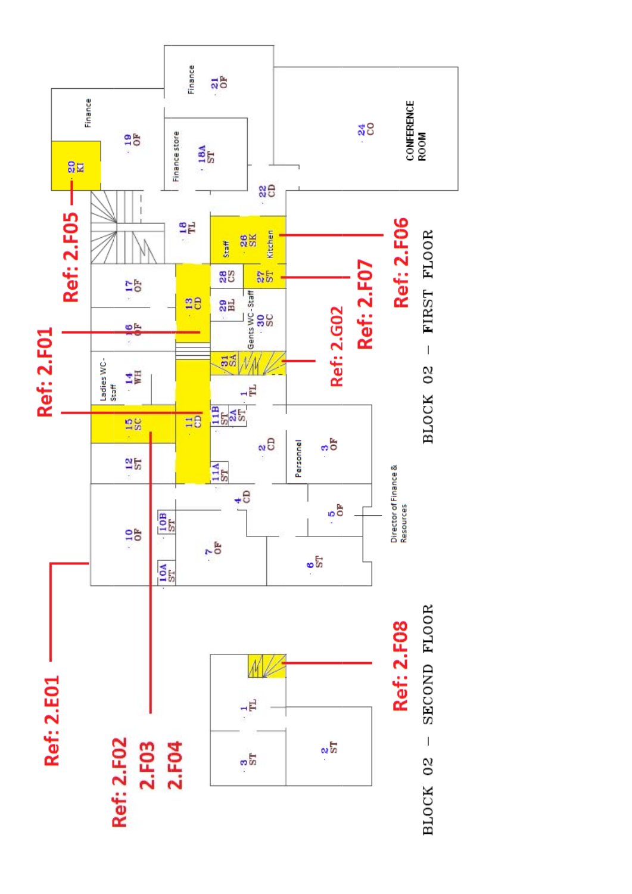BLOCK 02 – FIRST FLOOR

BLOCK 02 – SECOND FLOOR

Ref: 2.E01

Ref: 2.F01

Ref: 2.F02
2.F03
2.F04

Ref: 2.F05

Ref: 2.F06

Ref: 2.F07

Ref: 2.G02

Ref: 2.F08

Finance
19 OF
20 KI

Finance
21 OF

Finance store
18A ST

24 CO
CONFERENCE ROOM

22 CD

18 TL

Staff
26 SK
Kitchen

28 CS
27 ST

29 BL
Gents WC - Staff
30 SC

31 SA

17 OF
13 CD
16 OF

Ladies WC - Staff
14 WH
15 SC
11 CD
11B ST
2A ST
1 TL

12 ST
11A ST
2 CD
Personnel
3 OF

10 OF
10B ST
10A ST
7 OF
4 CD
5 OF
6 ST
Director of Finance & Resources

1 TL
3 ST
2 ST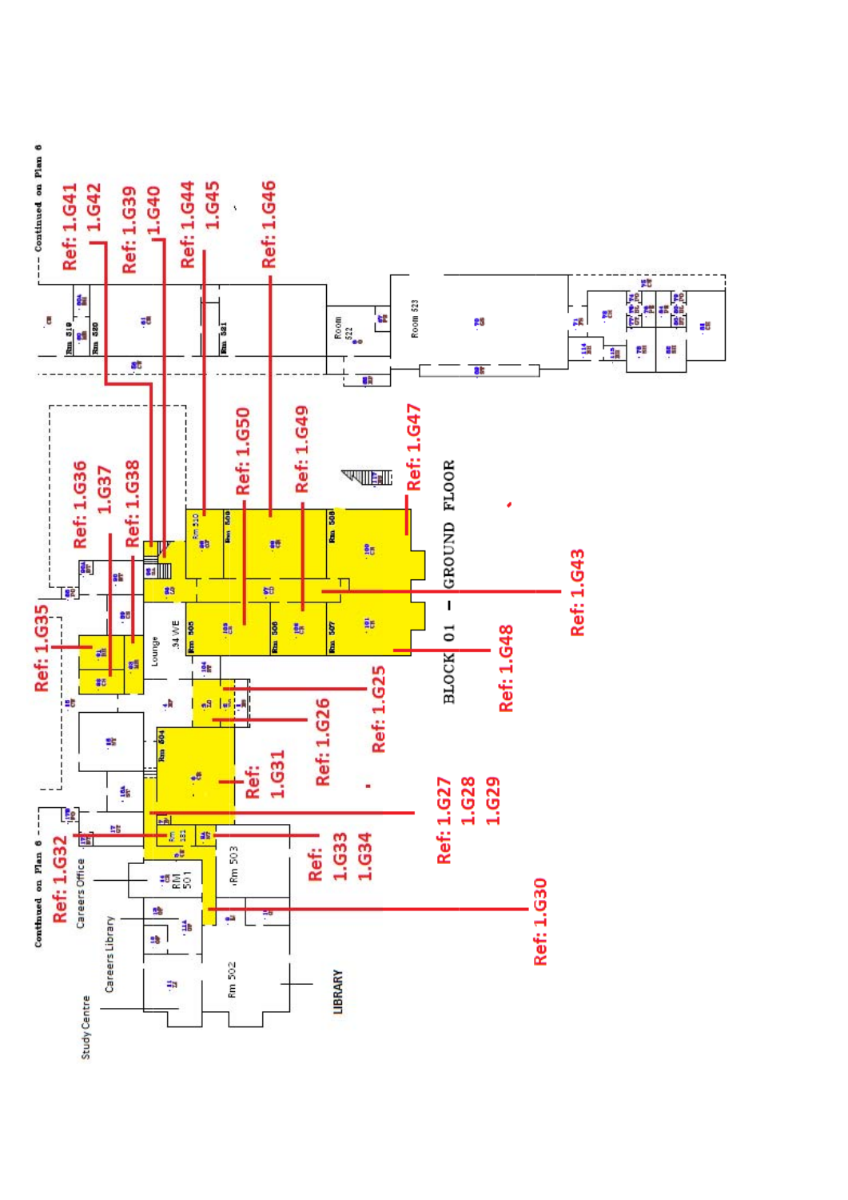# BLOCK 01 – GROUND FLOOR

Continued on Plan 6

Continued on Plan 6

Ref: 1.G41
1.G42
Ref: 1.G39
1.G40
Ref: 1.G44
1.G45
Ref: 1.G46
Ref: 1.G36
1.G37
Ref: 1.G38
Ref: 1.G50
Ref: 1.G49
Ref: 1.G47
Ref: 1.G35
Ref: 1.G43
Ref: 1.G48
Ref: 1.G25
Ref: 1.G26
Ref: 1.G31
Ref: 1.G27
1.G28
1.G29
Ref: 1.G32
Ref: 1.G33
1.G34
Ref: 1.G30

Rm 519
Rm 520
Rm 521
Room 522
Room 523
Rm 510
Rm 509
Rm 508
Rm 505
Rm 506
Rm 507
Lounge
34 WE
Rm 504
Rm 501
RM 501
Rm 503
Rm 502
Careers Office
Careers Library
Study Centre
LIBRARY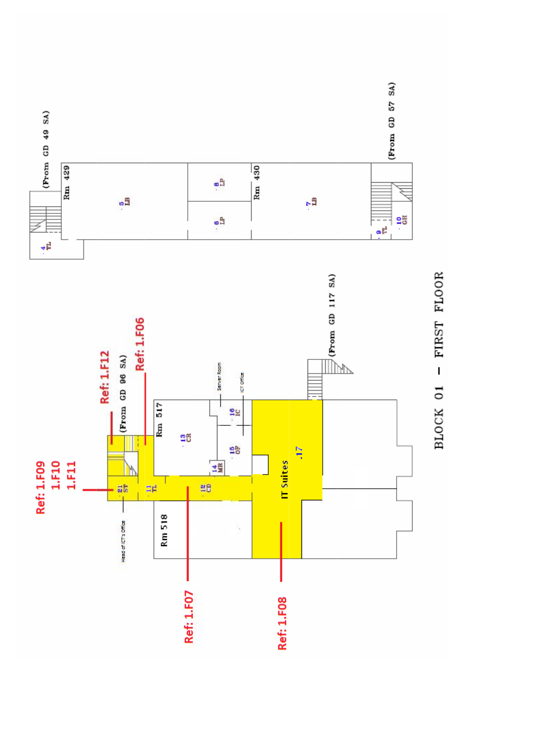# BLOCK 01 – FIRST FLOOR

(From GD 49 SA)

(From GD 57 SA)

Rm 429

Rm 430

4 TL

5 LB

6 LP

8 LP

7 LB

9 TL

10 GH

(From GD 96 SA)

(From GD 117 SA)

Rm 517

Rm 518

11 TL

12 CD

13 CR

14 MR

15 OF

16 IC

21 ST

.17

IT Suites

Server Room

ICT Office

Head of ICT's Office

Ref: 1.F06

Ref: 1.F07

Ref: 1.F08

Ref: 1.F09
1.F10
1.F11

Ref: 1.F12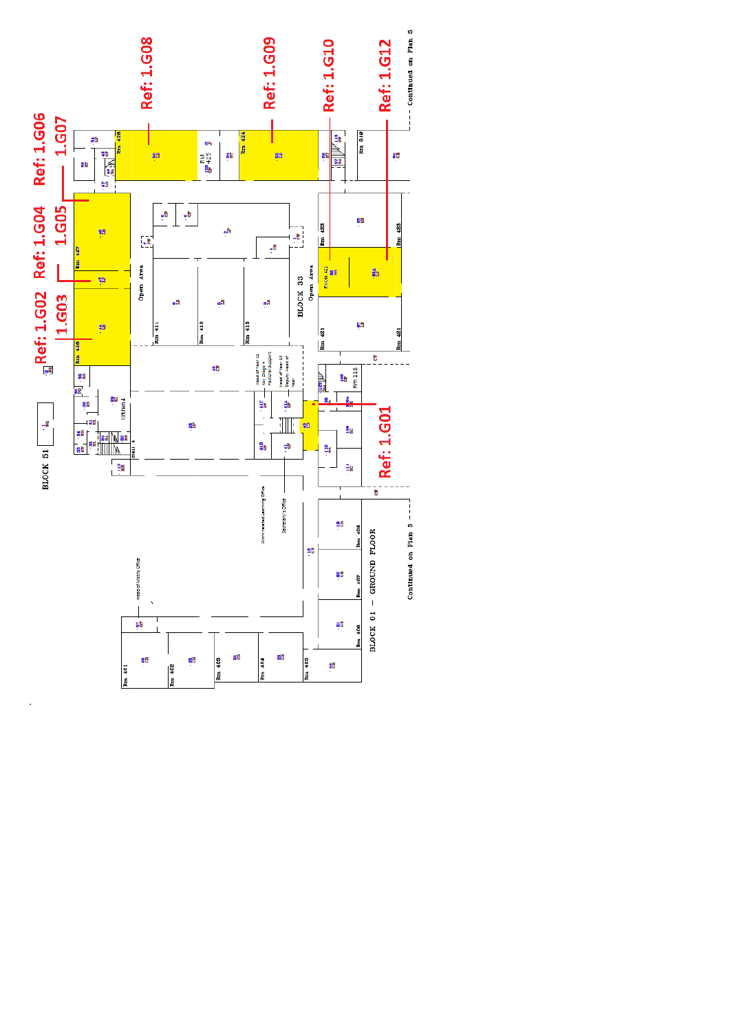Ref: 1.G08

Ref: 1.G09

Ref: 1.G10

Ref: 1.G12

Continued on Plan 5

Ref: 1.G06 1.G07

Ref: 1.G04 1.G05

Ref: 1.G02 1.G03

Ref: 1.G01

BLOCK 51

BLOCK 33

BLOCK 01 – GROUND FLOOR

Continued on Plan 5

Rm 426

RM 425

Rm 424

Rm 510

Rm 427

Rm 423

Rm 428

ROOM 422

Rm 421

Rm 411

Rm 412

Rm 413

Open Area

Open Area

Rm 118

Kitchen 4

Head of Year 11

Key Stage 4

Pastoral Support

Head of Year 10

Deputy Head of Year

Work-related Learning Office

Secretary's Office

Head of Maths Office

Rm 401

Rm 402

Rm 403

Rm 404

Rm 405

Rm 406

Rm 407

Rm 408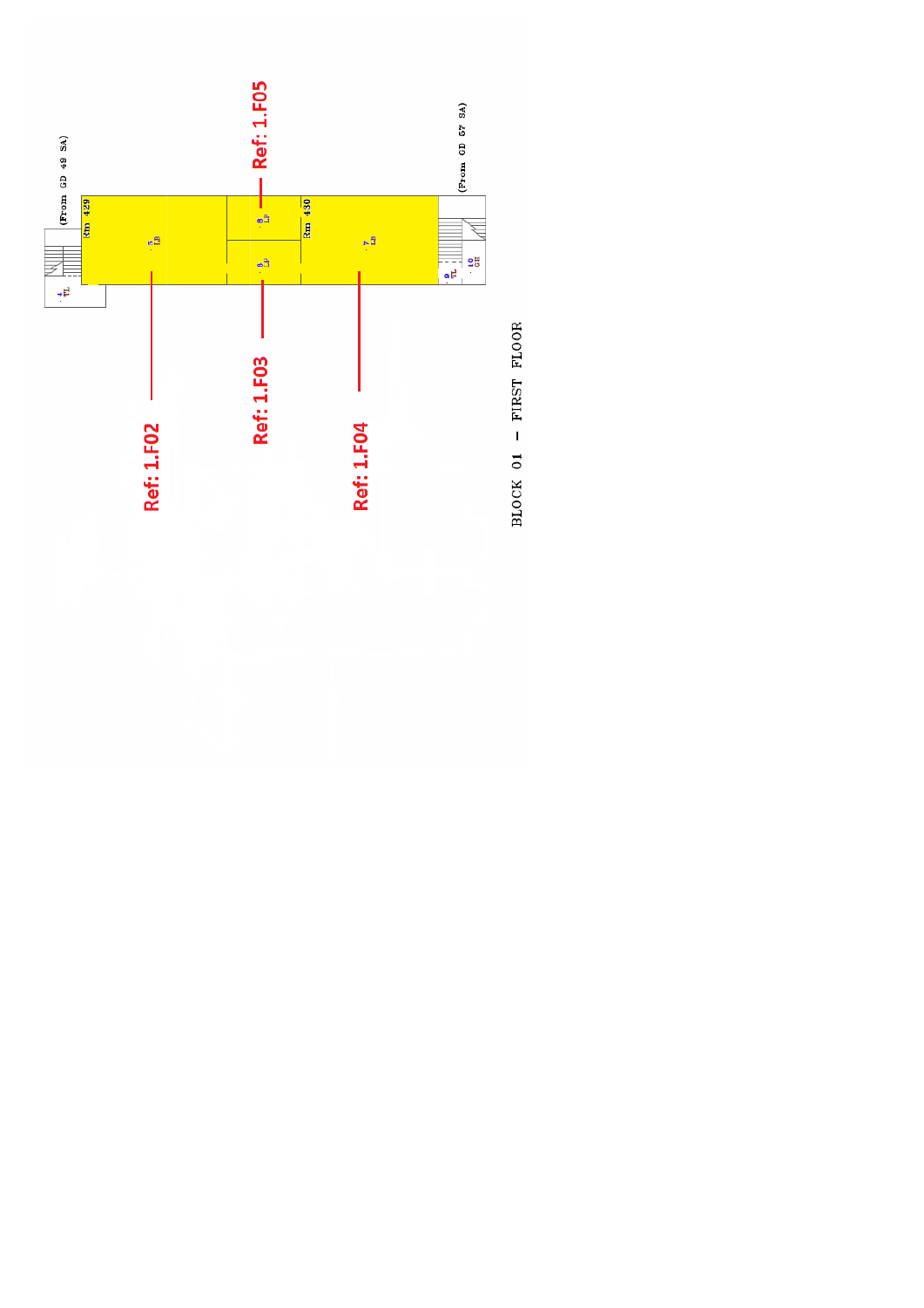(From GD 49 SA)

Rm 429

Ref: 1.F05

Rm 430

(From GD 57 SA)

Ref: 1.F02

Ref: 1.F03

Ref: 1.F04

BLOCK 01 – FIRST FLOOR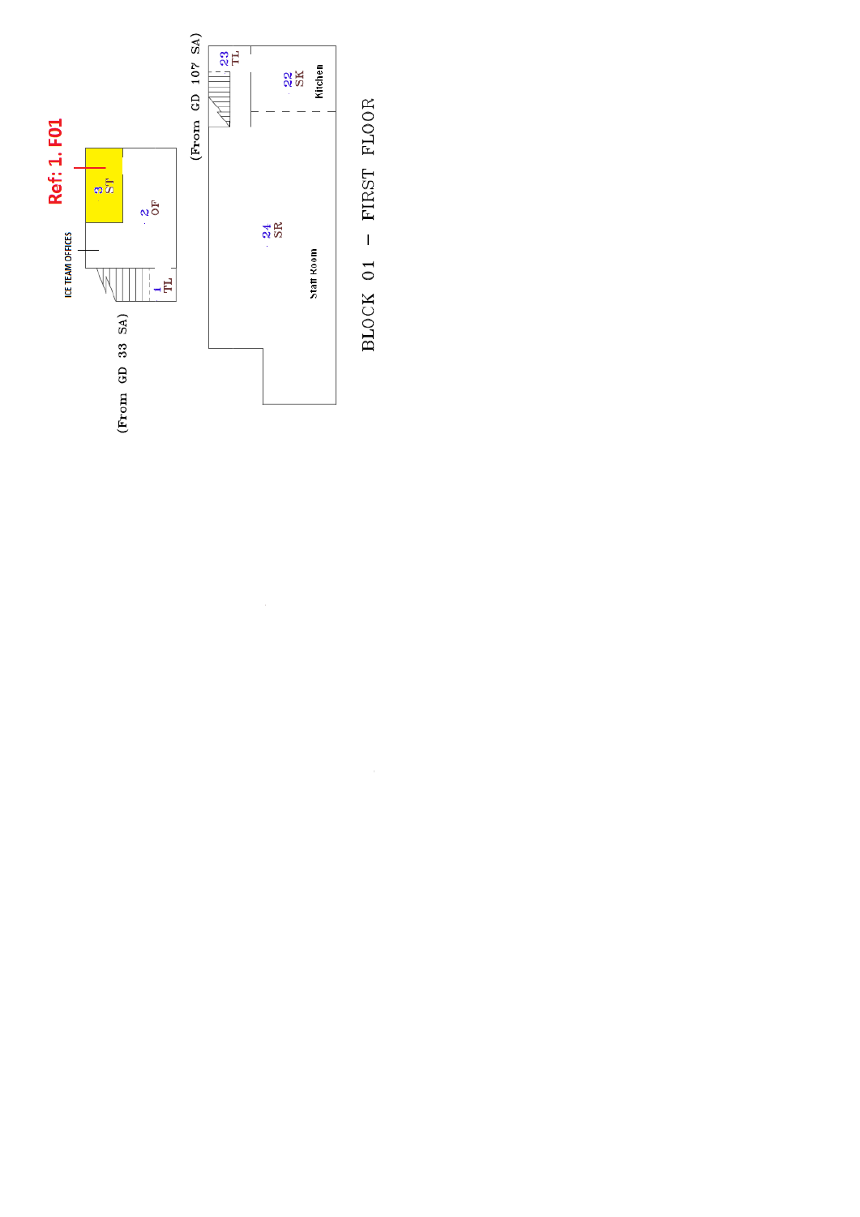Ref: 1. F01

ICE TEAM OFFICES

(From GD 33 SA)

3 ST

2 OF

1 TL

(From GD 107 SA)

23 TL

22 SK

Kitchen

24 SR

Staff Room

# BLOCK 01 – FIRST FLOOR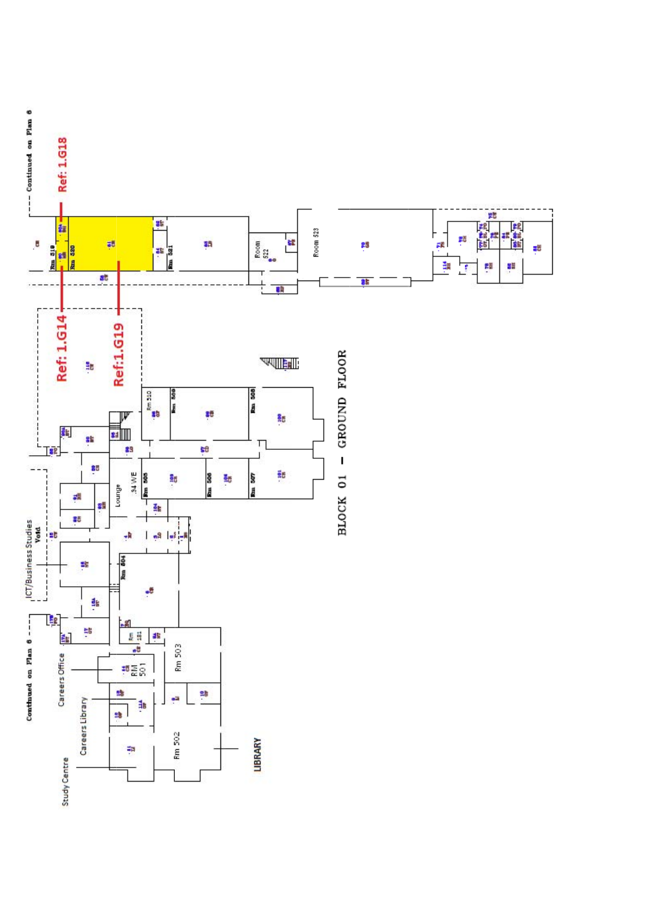# BLOCK 01 – GROUND FLOOR

Ref: 1.G18

Ref: 1.G14

Ref:1.G19

Continued on Plan 6

Continued on Plan 6

Rm 519

Rm 520

Rm 521

Room 522

Room 523

Rm 510

Rm 509

Rm 508

Rm 505

Rm 506

Rm 507

Rm 504

Lounge

34 WE

ICT/Business Studies

Void

Careers Office

Careers Library

Study Centre

RM 501

Rm 181

Rm 503

Rm 502

LIBRARY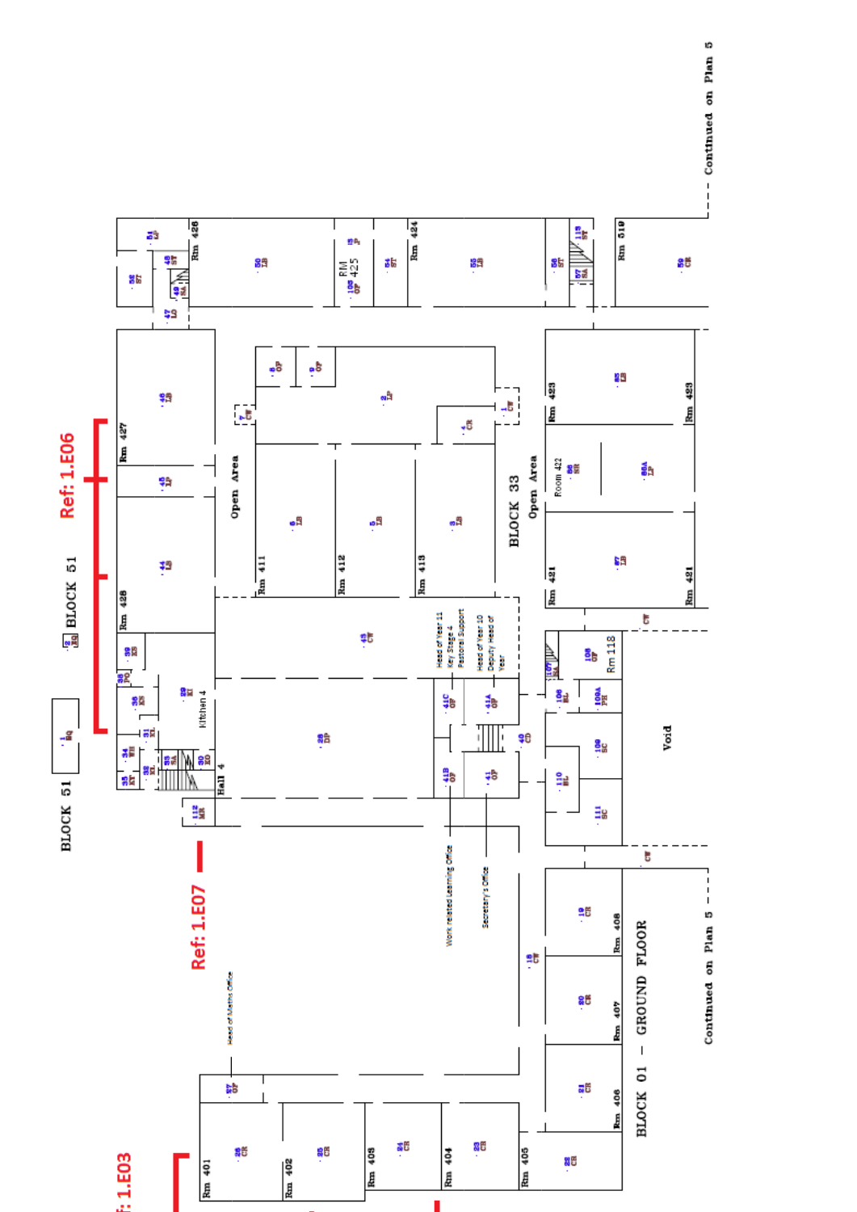BLOCK 51

BLOCK 51

Ref: 1.E06

Ref: 1.E07

Ref: 1.E03

BLOCK 33

Open Area

Open Area

Void

BLOCK 01 – GROUND FLOOR

Continued on Plan 5

Continued on Plan 5

Rm 426

RM 425

Rm 424

Rm 519

Rm 427

Rm 428

Rm 411

Rm 412

Rm 413

Rm 423

Rm 423

Room 422

Rm 421

Rm 421

Rm 118

Kitchen 4

Hall 4

Head of Year 11 Key Stage 4 Pastoral Support

Head of Year 10 Deputy Head of Year

Work related Learning Office

Secretary's Office

Head of Maths Office

Rm 401

Rm 402

Rm 403

Rm 404

Rm 405

Rm 406

Rm 407

Rm 408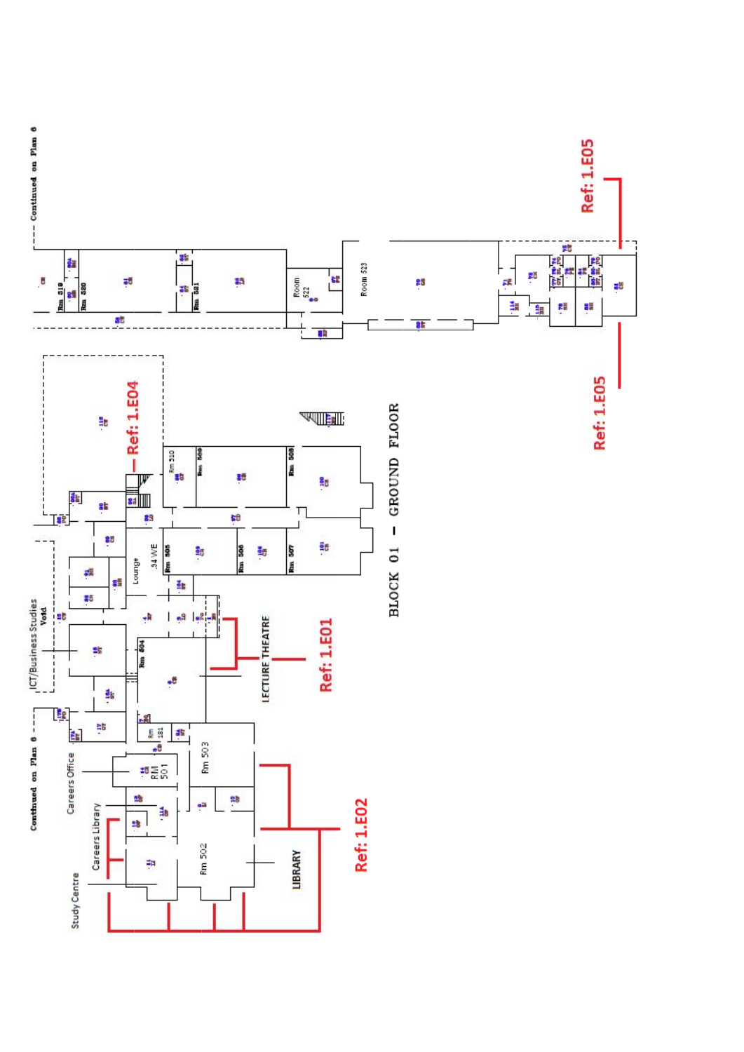BLOCK 01 – GROUND FLOOR

Continued on Plan 6

Continued on Plan 6

Ref: 1.E01

Ref: 1.E02

Ref: 1.E04

Ref: 1.E05

Ref: 1.E05

LECTURE THEATRE

LIBRARY

Study Centre

Careers Library

Careers Office

ICT/Business Studies Void

Lounge

34 WE

Rm 502

Rm 503

RM 501

Rm 181

Rm 504

Rm 505

Rm 506

Rm 507

Rm 508

Rm 509

Rm 510

Room 522

Room 523

Rm 519

Rm 520

Rm 521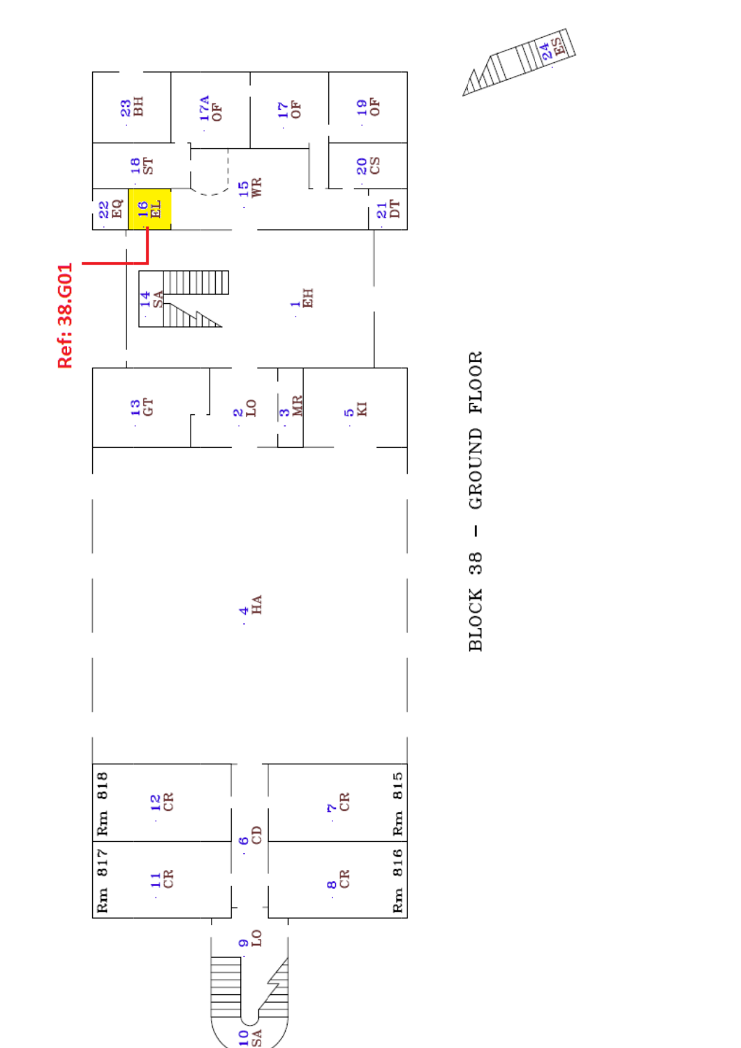# BLOCK 38 – GROUND FLOOR

Ref: 38.G01

1 EH

2 LO

3 MR

4 HA

5 KI

6 CD

7 CR Rm 815

8 CR Rm 816

9 LO

10 SA

11 CR Rm 817

12 CR Rm 818

13 GT

14 SA

15 WR

16 EL

17 OF

17A OF

18 ST

19 OF

20 CS

21 DT

22 EQ

23 BH

24 ES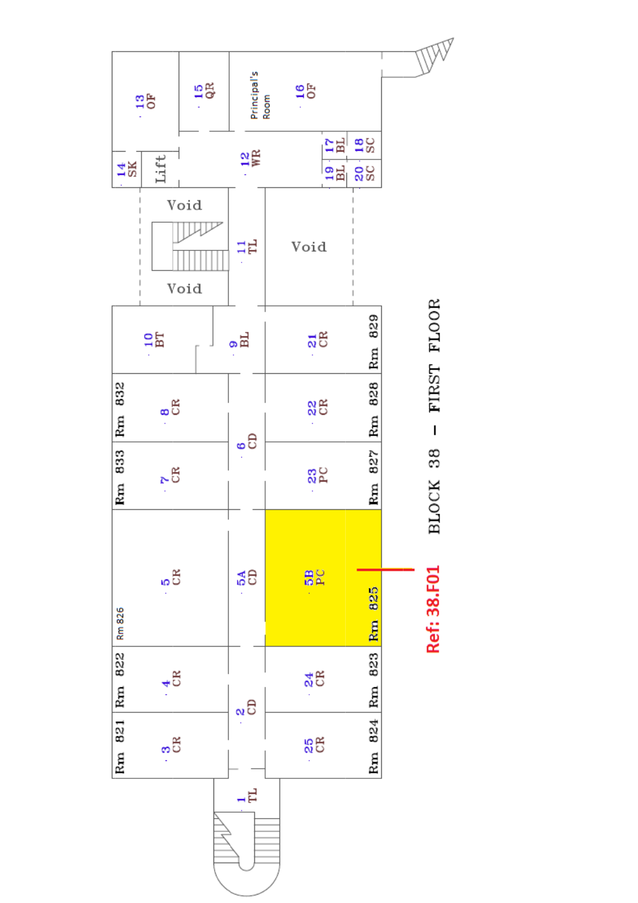# BLOCK 38 – FIRST FLOOR

Ref: 38.F01

| No. | Code | Room |
|---|---|---|
| 1 | TL | |
| 2 | CD | |
| 3 | CR | Rm 821 |
| 4 | CR | Rm 822 |
| 5 | CR | Rm 826 |
| 5A | CD | |
| 5B | PC | Rm 825 |
| 6 | CD | |
| 7 | CR | Rm 833 |
| 8 | CR | Rm 832 |
| 9 | BL | |
| 10 | BT | |
| 11 | TL | |
| 12 | WR | |
| 13 | OF | |
| 14 | SK | |
| 15 | QR | |
| 16 | OF | Principal's Room |
| 17 | BL | |
| 18 | SC | |
| 19 | BL | |
| 20 | SC | |
| 21 | CR | Rm 829 |
| 22 | CR | Rm 828 |
| 23 | PC | Rm 827 |
| 24 | CR | Rm 823 |
| 25 | CR | Rm 824 |

Lift

Void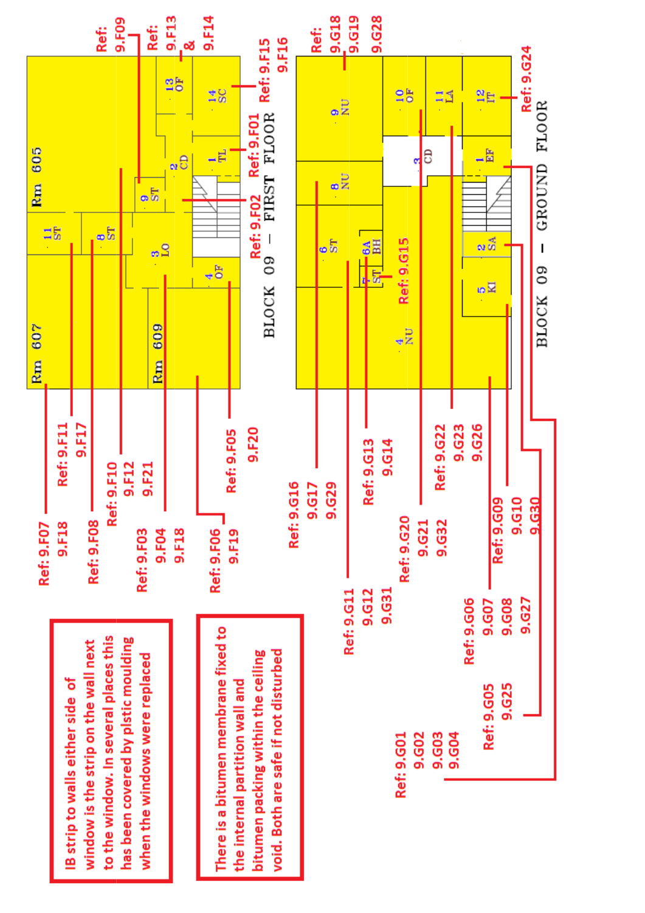## BLOCK 09 – FIRST FLOOR

Rm 605

Rm 607

Rm 609

11 ST

8 ST

9 ST

3 LO

4 OF

2 CD

1 TL

13 OF

14 SC

Ref: 9.F09

Ref: 9.F13 & 9.F14

Ref: 9.F15 9.F16

Ref: 9.F01

Ref: 9.F02

Ref: 9.F07 9.F18

Ref: 9.F11 9.F17

Ref: 9.F08

Ref: 9.F10 9.F12 9.F21

Ref: 9.F03 9.F04 9.F18

Ref: 9.F06 9.F19

Ref: 9.F05 9.F20

## BLOCK 09 – GROUND FLOOR

9 NU

8 NU

6 ST

6A BH

7 ST

4 NU

10 OF

3 CD

11 LA

12 IT

1 EF

2 SA

5 KI

Ref: 9.G18 9.G19 9.G28

Ref: 9.G24

Ref: 9.G15

Ref: 9.G16 9.G17 9.G29

Ref: 9.G11 9.G12 9.G31

Ref: 9.G13 9.G14

Ref: 9.G20 9.G21 9.G32

Ref: 9.G22 9.G23 9.G26

Ref: 9.G06 9.G07 9.G08 9.G27

Ref: 9.G09 9.G10 9.G30

Ref: 9.G05 9.G25

Ref: 9.G01 9.G02 9.G03 9.G04

IB strip to walls either side of window is the strip on the wall next to the window. In several places this has been covered by plstic moulding when the windows were replaced

There is a bitumen membrane fixed to the internal partition wall and bitumen packing within the ceiling void. Both are safe if not disturbed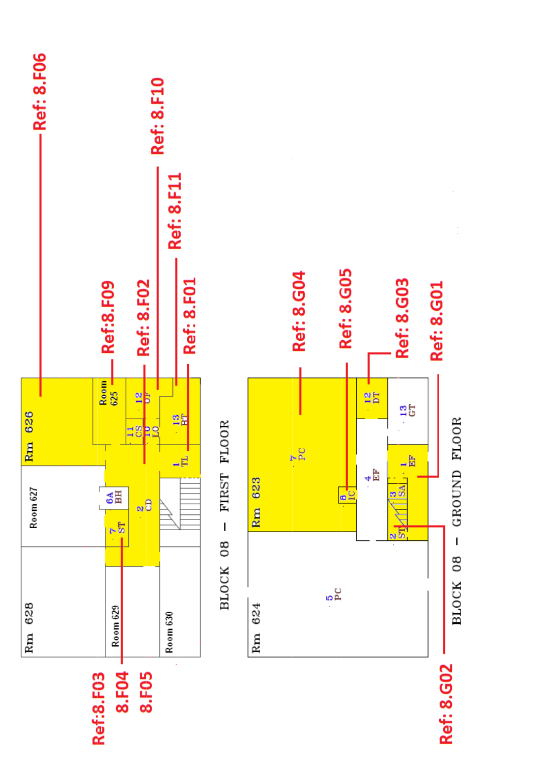BLOCK 08 – FIRST FLOOR

Rm 626

Room 625

Room 627

Rm 628

Room 629

Room 630

12 OF

11 CS

10 LO

13 BT

1 TL

6A BH

2 CD

7 ST

Ref: 8.F06

Ref: 8.F10

Ref: 8.F11

Ref:8.F09

Ref: 8.F02

Ref: 8.F01

Ref:8.F03

8.F04

8.F05

BLOCK 08 – GROUND FLOOR

Rm 623

Rm 624

7 PC

5 PC

8 IC

4 EF

12 DT

13 GT

1 EF

3 SA

2 ST

Ref: 8.G04

Ref: 8.G05

Ref: 8.G03

Ref: 8.G01

Ref: 8.G02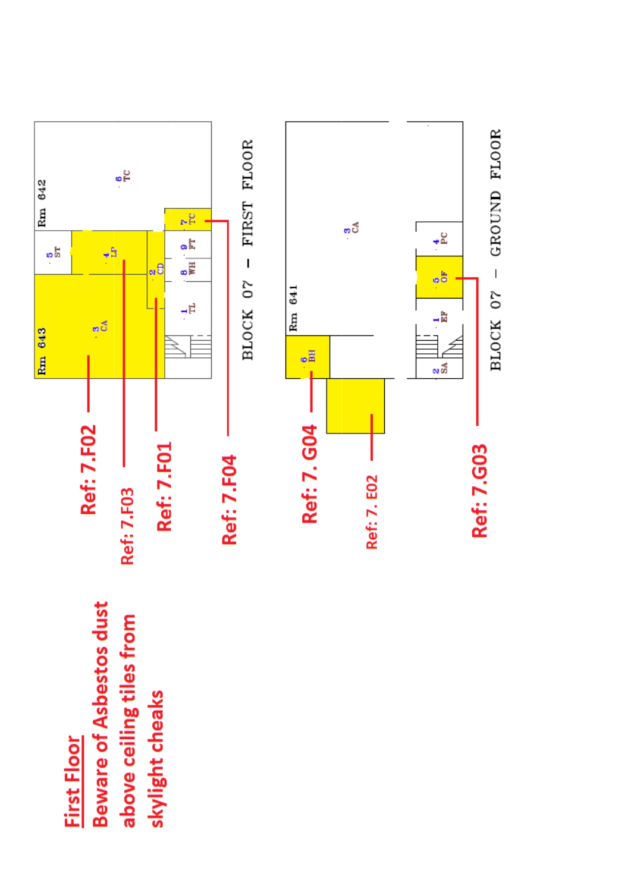**First Floor**

**Beware of Asbestos dust above ceiling tiles from skylight cheaks**

BLOCK 07 – FIRST FLOOR

Rm 642

Rm 643

1 TL

2 CD

3 CA

4 LP

5 ST

6 TC

7 TC

8 WH

9 FT

Ref: 7.F02

Ref: 7.F03

Ref: 7.F01

Ref: 7.F04

BLOCK 07 – GROUND FLOOR

Rm 641

1 EF

2 SA

3 CA

4 PC

5 OF

6 BH

Ref: 7. G04

Ref: 7. E02

Ref: 7.G03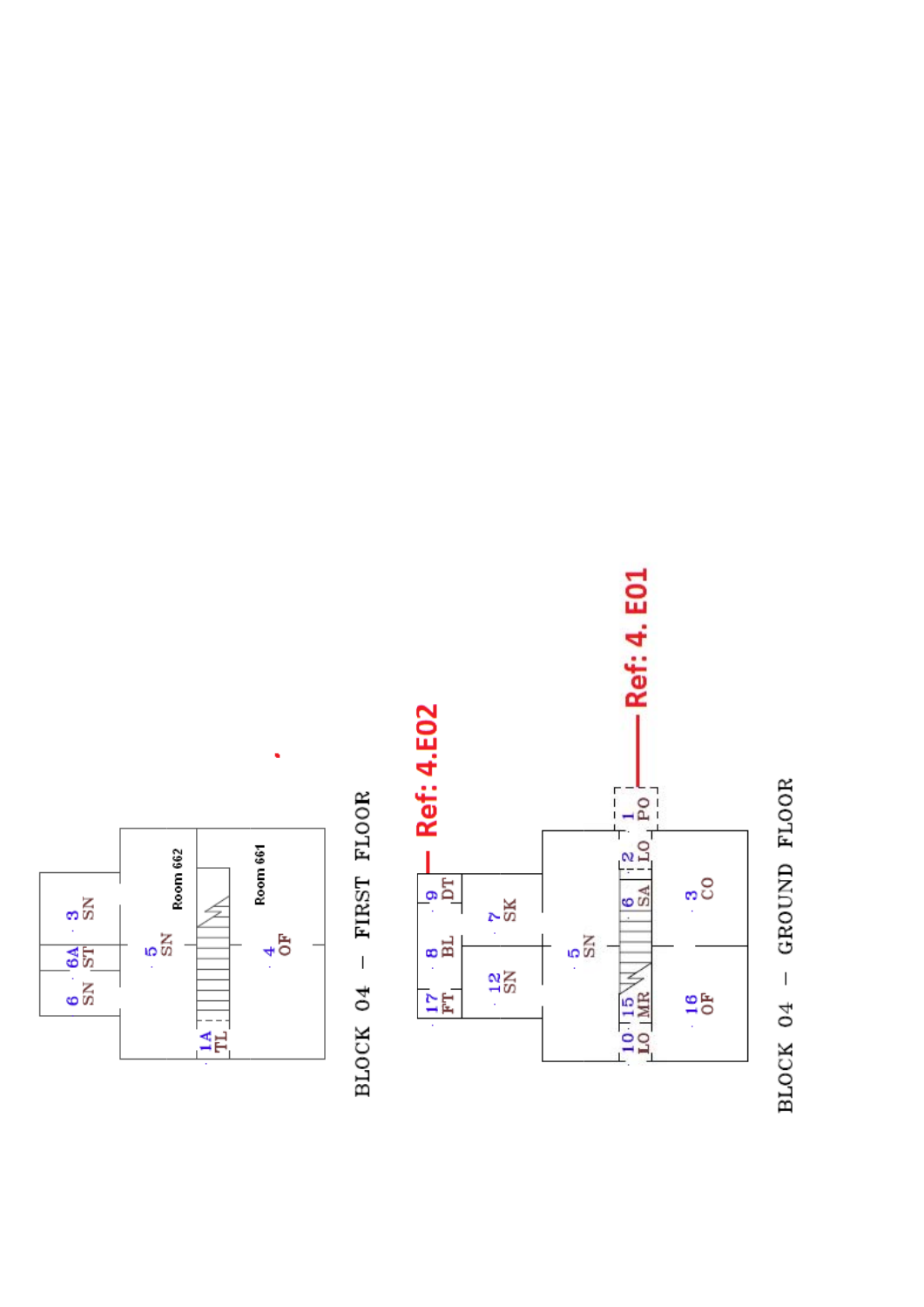BLOCK 04 – FIRST FLOOR

3 SN

6A ST

6 SN

5 SN

Room 662

Room 661

4 OF

1A TL

Ref: 4.E02

Ref: 4. E01

BLOCK 04 – GROUND FLOOR

9 DT

8 BL

17 FT

7 SK

12 SN

5 SN

1 PO

2 LO

6 SA

15 MR

10 LO

3 CO

16 OF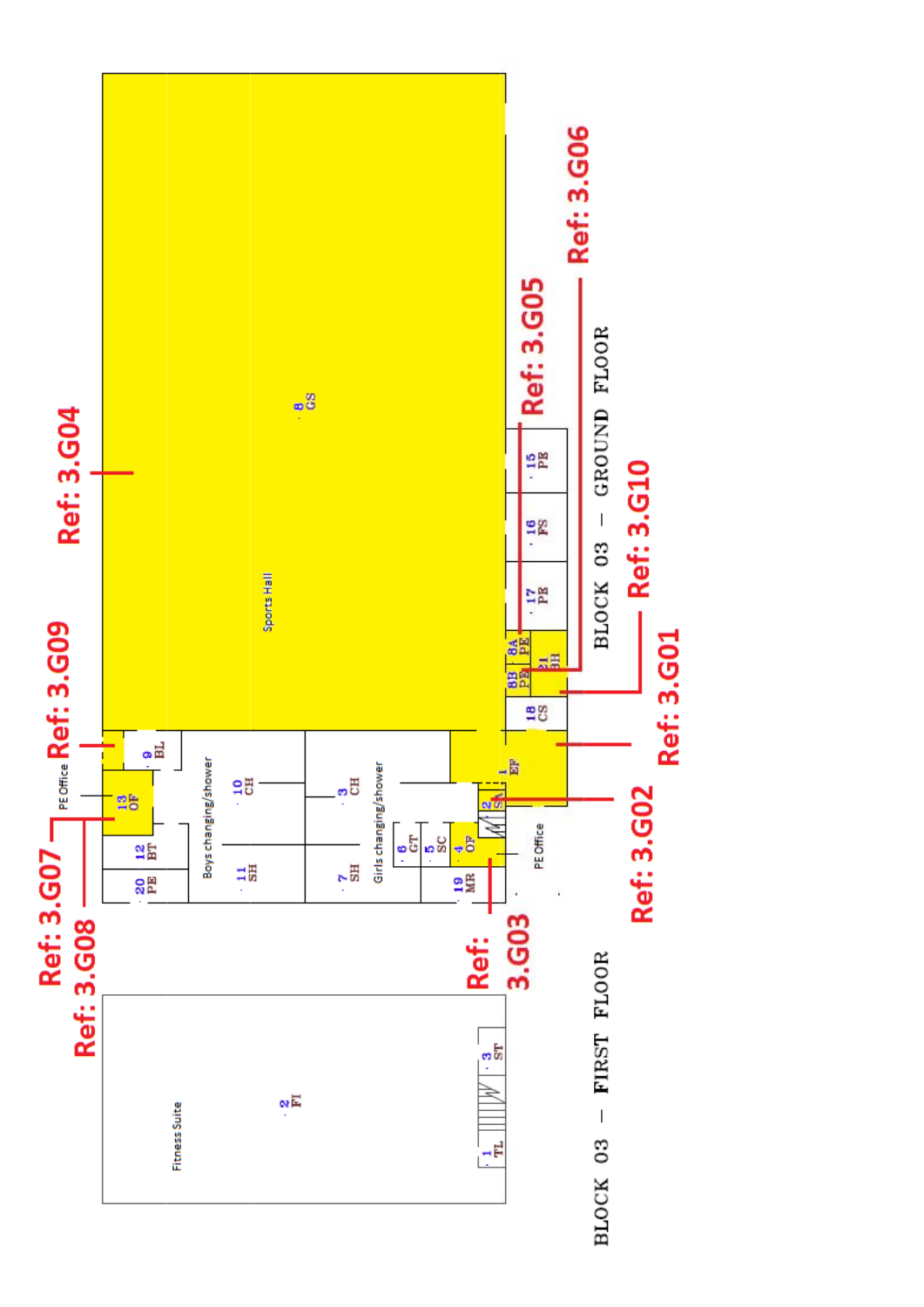BLOCK 03 – GROUND FLOOR

BLOCK 03 – FIRST FLOOR

Ref: 3.G01

Ref: 3.G02

Ref: 3.G03

Ref: 3.G04

Ref: 3.G05

Ref: 3.G06

Ref: 3.G07

Ref: 3.G08

Ref: 3.G09

Ref: 3.G10

Sports Hall

8 GS

15 PE

16 FS

17 PE

8A PE

8B PE

21 BH

18 CS

1 EF

2 ST

PE Office

4 OP

19 MR

5 SC

6 GT

7 SH

3 CH

Girls changing/shower

Boys changing/shower

10 CH

11 SH

9 BL

PE Office

13 OP

12 BT

20 PE

Fitness Suite

2 FI

1 TL

3 ST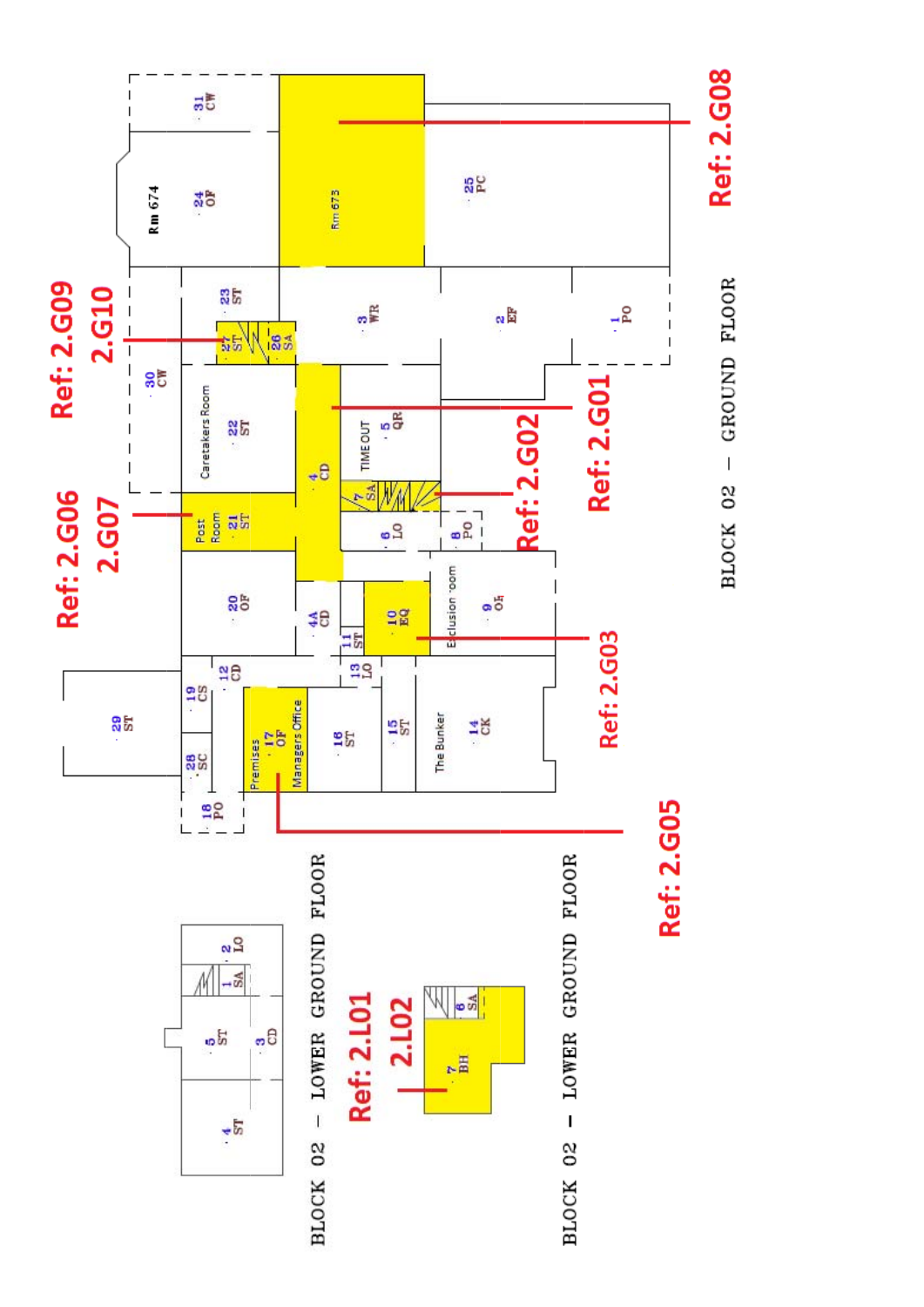BLOCK 02 – GROUND FLOOR

BLOCK 02 – LOWER GROUND FLOOR

BLOCK 02 – LOWER GROUND FLOOR

Ref: 2.G01

Ref: 2.G02

Ref: 2.G03

Ref: 2.G05

Ref: 2.G06 2.G07

Ref: 2.G08

Ref: 2.G09 2.G10

Ref: 2.L01 2.L02

Rm 674

Rm 673

Caretakers Room

Post Room

TIME OUT

Exclusion Room

The Bunker

Premises Managers Office

1 PO, 2 EF, 3 WR, 4 CD, 4A CD, 5 QR, 6 LO, 7 SA, 8 PO, 9 OF, 10 EQ, 11 ST, 12 CD, 13 LO, 14 CK, 15 ST, 16 ST, 17 OF, 18 PO, 19 CS, 20 OF, 21 ST, 22 ST, 23 ST, 24 OF, 25 PC, 26 SA, 27 ST, 28 SC, 29 ST, 30 CW, 31 CW

1 SA, 2 LO, 3 CD, 4 ST, 5 ST

6 SA, 7 BH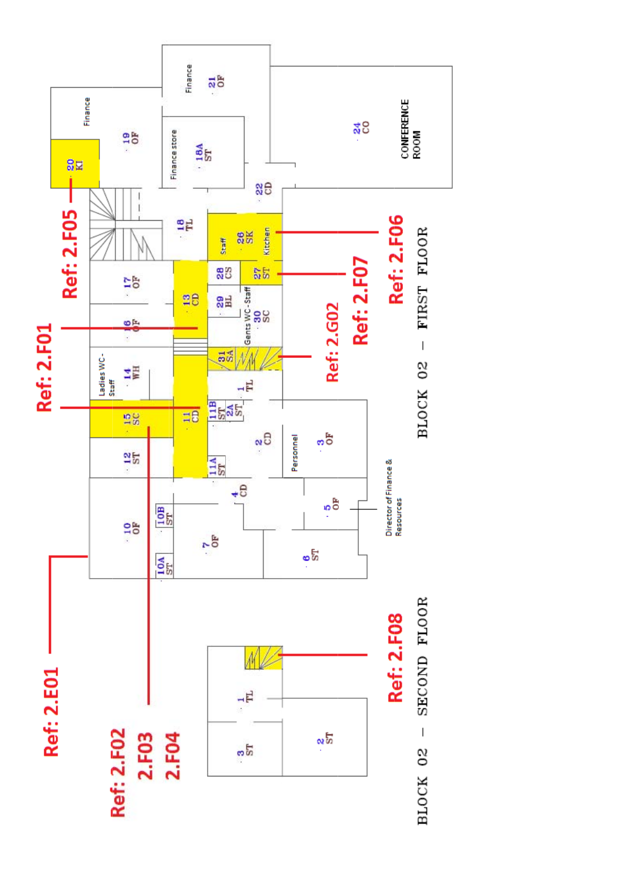BLOCK 02 – FIRST FLOOR

BLOCK 02 – SECOND FLOOR

Ref: 2.E01

Ref: 2.F01

Ref: 2.F02
2.F03
2.F04

Ref: 2.F05

Ref: 2.F06

Ref: 2.F07

Ref: 2.G02

Ref: 2.F08

Finance
19 OF

20 KI

Finance
21 OF

Finance store
18A ST

24 CO
CONFERENCE ROOM

22 CD

18 TL

Staff
26 SK
Kitchen

28 CS

27 ST

29 BL

Gents WC - Staff
30 SC

31 SA

17 OF

13 CD

16 OF

Ladies WC - Staff
14 WH

15 SC

11 CD

11B ST

2A ST

1 TL

12 ST

11A ST

2 CD

Personnel
3 OF

10 OF

10B ST

10A ST

7 OF

4 CD

5 OF

Director of Finance & Resources

6 ST

1 TL

3 ST

2 ST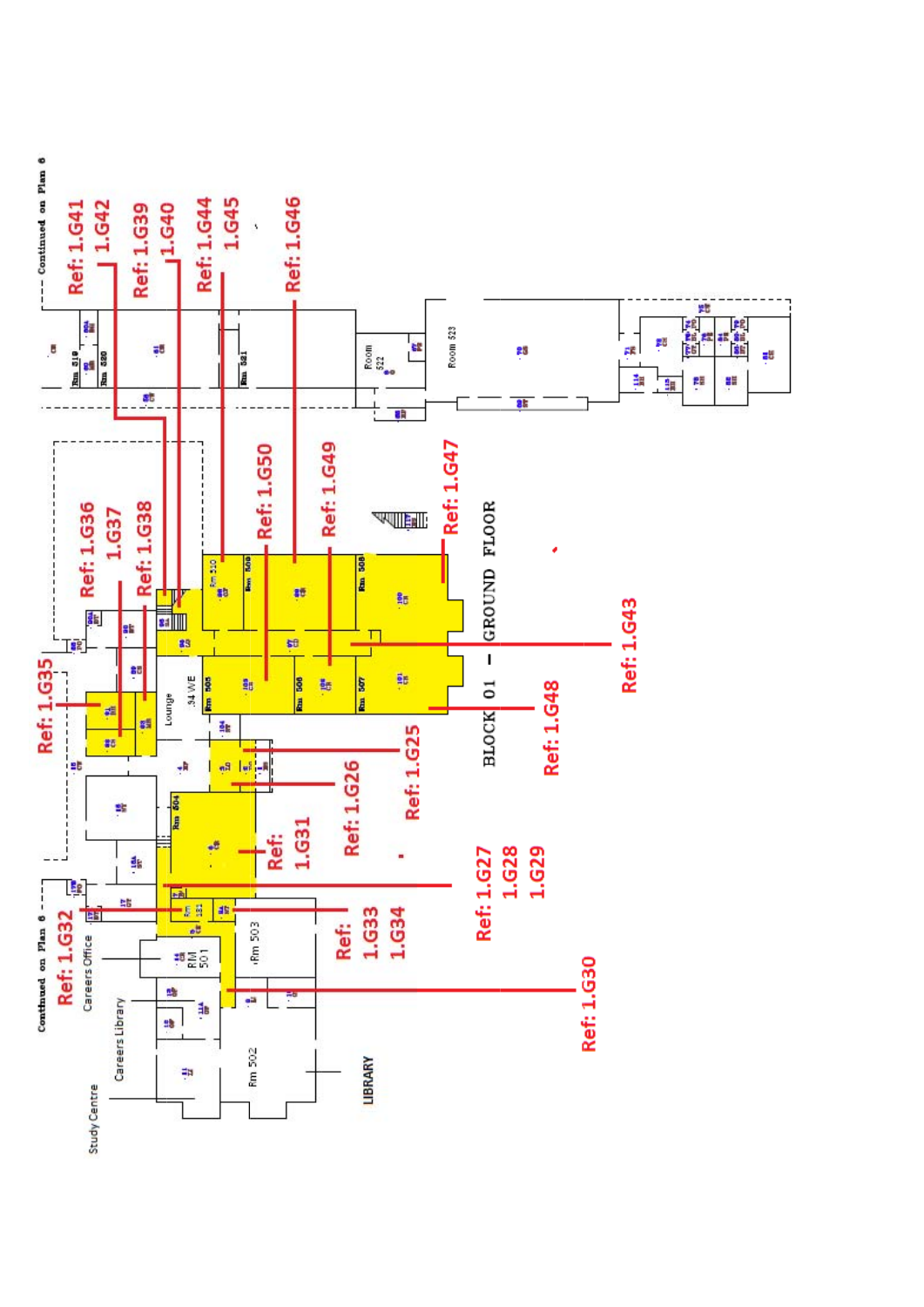BLOCK 01 – GROUND FLOOR

Continued on Plan 6

Continued on Plan 6

Ref: 1.G25

Ref: 1.G26

Ref: 1.G27
1.G28
1.G29

Ref: 1.G30

Ref: 1.G31

Ref: 1.G32

Ref: 1.G33
1.G34

Ref: 1.G35

Ref: 1.G36
1.G37

Ref: 1.G38

Ref: 1.G39
1.G40

Ref: 1.G41
1.G42

Ref: 1.G43

Ref: 1.G44
1.G45

Ref: 1.G46

Ref: 1.G47

Ref: 1.G48

Ref: 1.G49

Ref: 1.G50

Rm 501
Rm 502
Rm 503
Rm 504
Rm 505
Rm 506
Rm 507
Rm 508
Rm 509
Rm 510
Rm 519
Rm 520
Rm 521
Room 522
Room 523

Lounge
34 WE
Careers Office
Careers Library
Study Centre
LIBRARY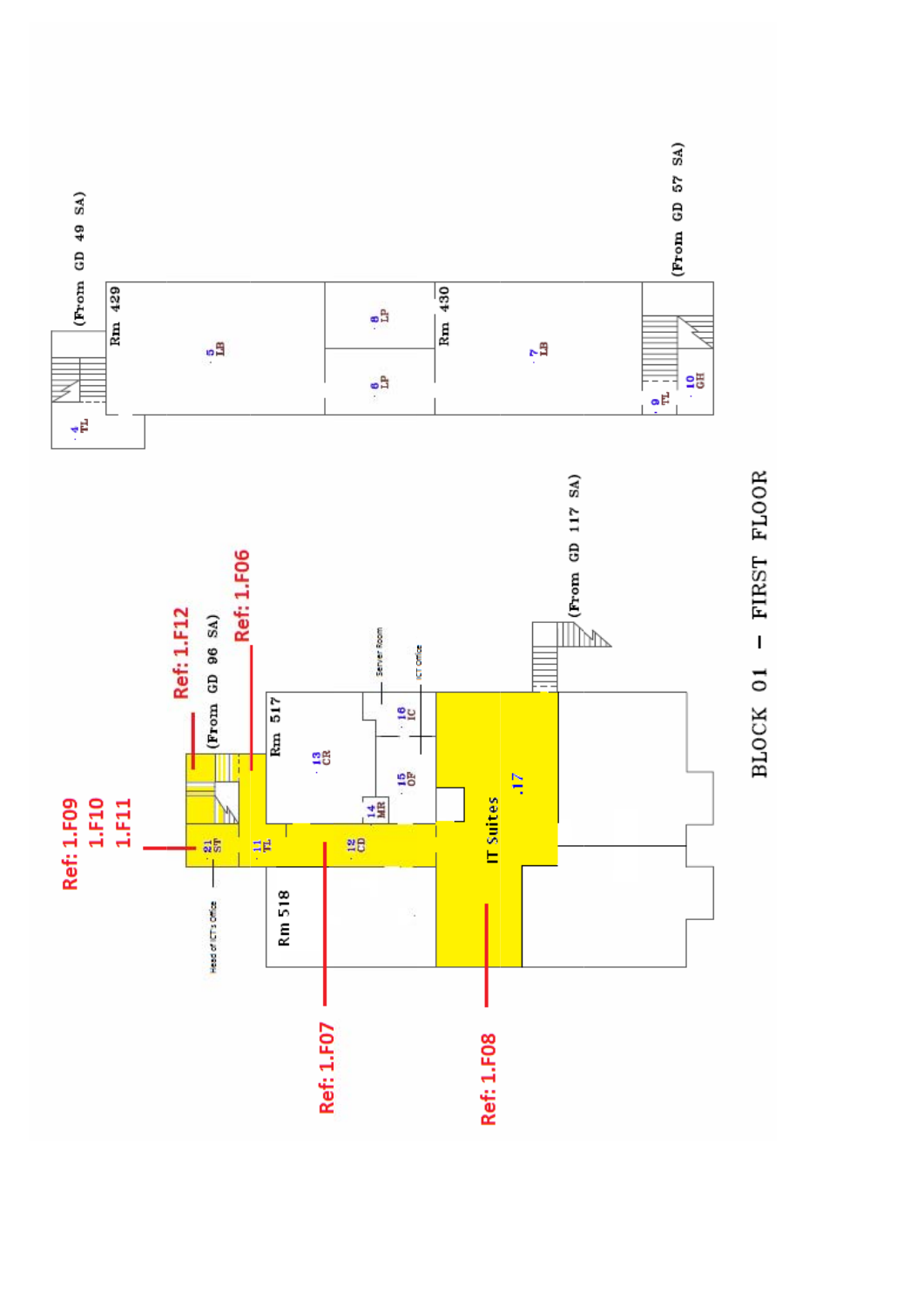# BLOCK 01 – FIRST FLOOR

(From GD 49 SA)

Rm 429

4 TL

5 LB

6 LP

8 LP

Rm 430

7 LB

9 TL

10 GH

(From GD 57 SA)

(From GD 96 SA)

Rm 517

13 CR

Server Room

ICT Office

16 IC

15 OF

14 MR

21 ST

11 TL

12 CD

Head of ICT's Office

Rm 518

IT Suites

.17

(From GD 117 SA)

Ref: 1.F06

Ref: 1.F07

Ref: 1.F08

Ref: 1.F09
1.F10
1.F11

Ref: 1.F12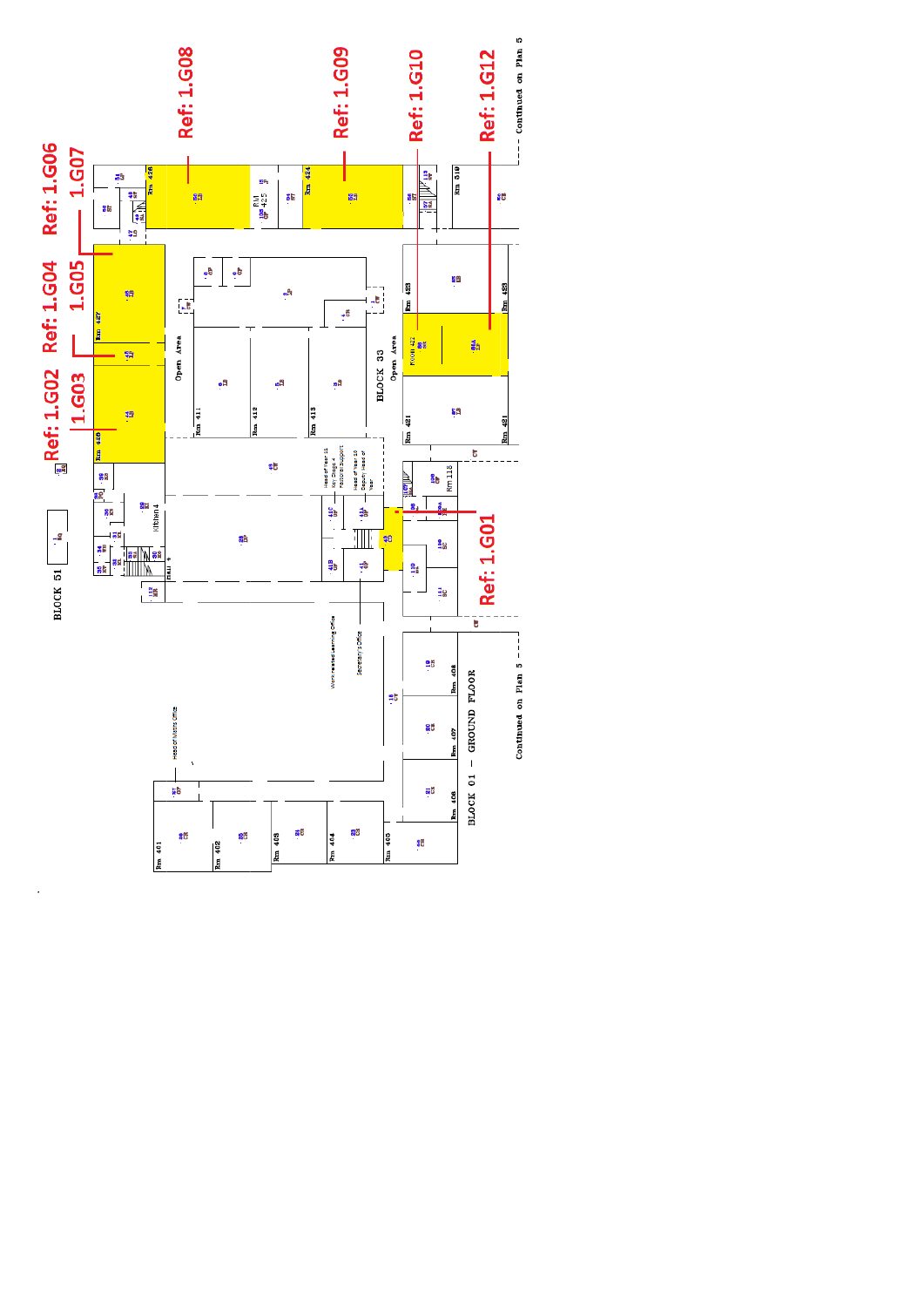Ref: 1.G02 1.G03

Ref: 1.G04 1.G05

Ref: 1.G06 1.G07

Ref: 1.G08

Ref: 1.G09

Ref: 1.G10

Ref: 1.G12

Ref: 1.G01

Continued on Plan 5

BLOCK 51

Rm 428

Rm 427

Rm 426

Rm 425

Rm 424

Rm 423

ROOM 422

Rm 421

Rm 411

Rm 412

Rm 413

Open Area

BLOCK 33

Kitchen 4

Rm 118

Rm 510

Rm 401

Rm 402

Rm 403

Rm 404

Rm 405

Rm 406

Rm 407

Rm 408

Head of Maths Office

Work-related Learning Office

Secretary's Office

BLOCK 01 – GROUND FLOOR

Continued on Plan 5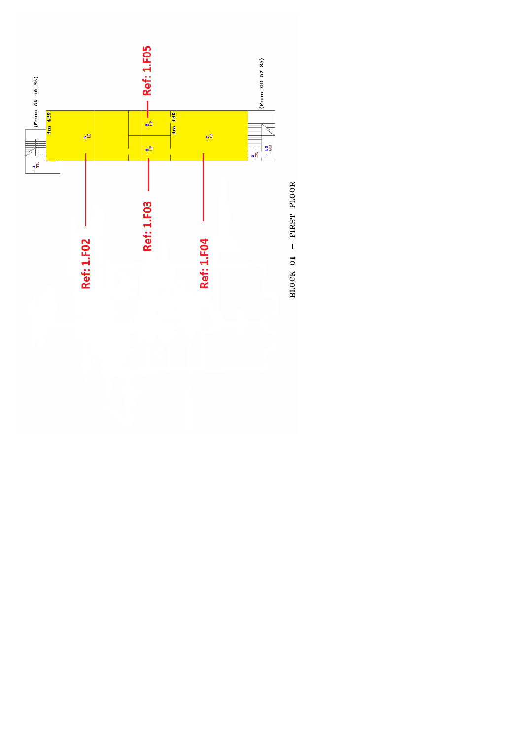(From GD 49 SA)

Rm 429

Ref: 1.F05

Rm 430

(From GD 57 SA)

4 TL

5 LB

8 LP

6 LP

7 LB

9 TL

10 GH

Ref: 1.F02

Ref: 1.F03

Ref: 1.F04

BLOCK 01 – FIRST FLOOR